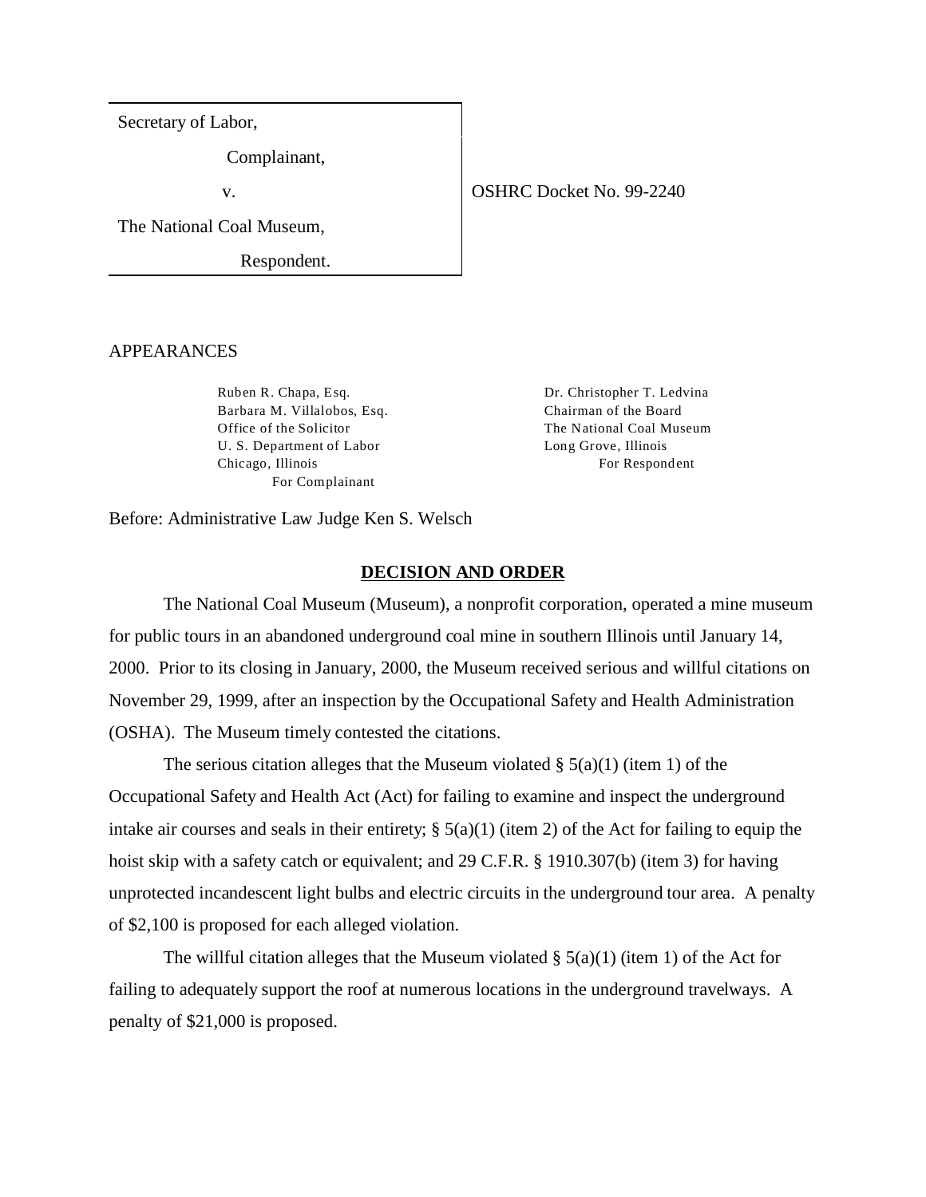Secretary of Labor,

Complainant,

v.

The National Coal Museum,

Respondent.

OSHRC Docket No. 99-2240

APPEARANCES

Ruben R. Chapa, Esq.
Barbara M. Villalobos, Esq.
Office of the Solicitor
U. S. Department of Labor
Chicago, Illinois
For Complainant

Dr. Christopher T. Ledvina
Chairman of the Board
The National Coal Museum
Long Grove, Illinois
For Respondent

Before: Administrative Law Judge Ken S. Welsch

## DECISION AND ORDER

The National Coal Museum (Museum), a nonprofit corporation, operated a mine museum for public tours in an abandoned underground coal mine in southern Illinois until January 14, 2000. Prior to its closing in January, 2000, the Museum received serious and willful citations on November 29, 1999, after an inspection by the Occupational Safety and Health Administration (OSHA). The Museum timely contested the citations.

The serious citation alleges that the Museum violated § 5(a)(1) (item 1) of the Occupational Safety and Health Act (Act) for failing to examine and inspect the underground intake air courses and seals in their entirety; § 5(a)(1) (item 2) of the Act for failing to equip the hoist skip with a safety catch or equivalent; and 29 C.F.R. § 1910.307(b) (item 3) for having unprotected incandescent light bulbs and electric circuits in the underground tour area. A penalty of $2,100 is proposed for each alleged violation.

The willful citation alleges that the Museum violated § 5(a)(1) (item 1) of the Act for failing to adequately support the roof at numerous locations in the underground travelways. A penalty of $21,000 is proposed.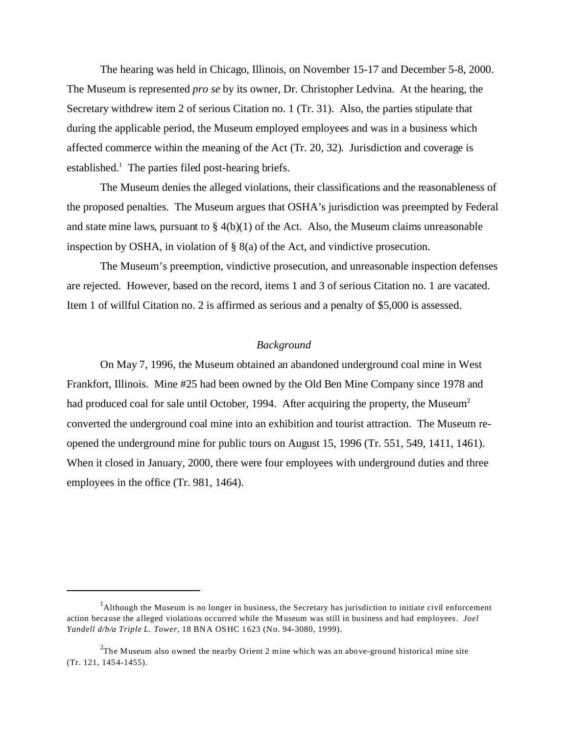The hearing was held in Chicago, Illinois, on November 15-17 and December 5-8, 2000. The Museum is represented *pro se* by its owner, Dr. Christopher Ledvina. At the hearing, the Secretary withdrew item 2 of serious Citation no. 1 (Tr. 31). Also, the parties stipulate that during the applicable period, the Museum employed employees and was in a business which affected commerce within the meaning of the Act (Tr. 20, 32). Jurisdiction and coverage is established.[1] The parties filed post-hearing briefs.

The Museum denies the alleged violations, their classifications and the reasonableness of the proposed penalties. The Museum argues that OSHA's jurisdiction was preempted by Federal and state mine laws, pursuant to § 4(b)(1) of the Act. Also, the Museum claims unreasonable inspection by OSHA, in violation of § 8(a) of the Act, and vindictive prosecution.

The Museum's preemption, vindictive prosecution, and unreasonable inspection defenses are rejected. However, based on the record, items 1 and 3 of serious Citation no. 1 are vacated. Item 1 of willful Citation no. 2 is affirmed as serious and a penalty of $5,000 is assessed.

*Background*

On May 7, 1996, the Museum obtained an abandoned underground coal mine in West Frankfort, Illinois. Mine #25 had been owned by the Old Ben Mine Company since 1978 and had produced coal for sale until October, 1994. After acquiring the property, the Museum[2] converted the underground coal mine into an exhibition and tourist attraction. The Museum re-opened the underground mine for public tours on August 15, 1996 (Tr. 551, 549, 1411, 1461). When it closed in January, 2000, there were four employees with underground duties and three employees in the office (Tr. 981, 1464).

---

[1] Although the Museum is no longer in business, the Secretary has jurisdiction to initiate civil enforcement action because the alleged violations occurred while the Museum was still in business and had employees. *Joel Yandell d/b/a Triple L. Tower*, 18 BNA OSHC 1623 (No. 94-3080, 1999).

[2] The Museum also owned the nearby Orient 2 mine which was an above-ground historical mine site (Tr. 121, 1454-1455).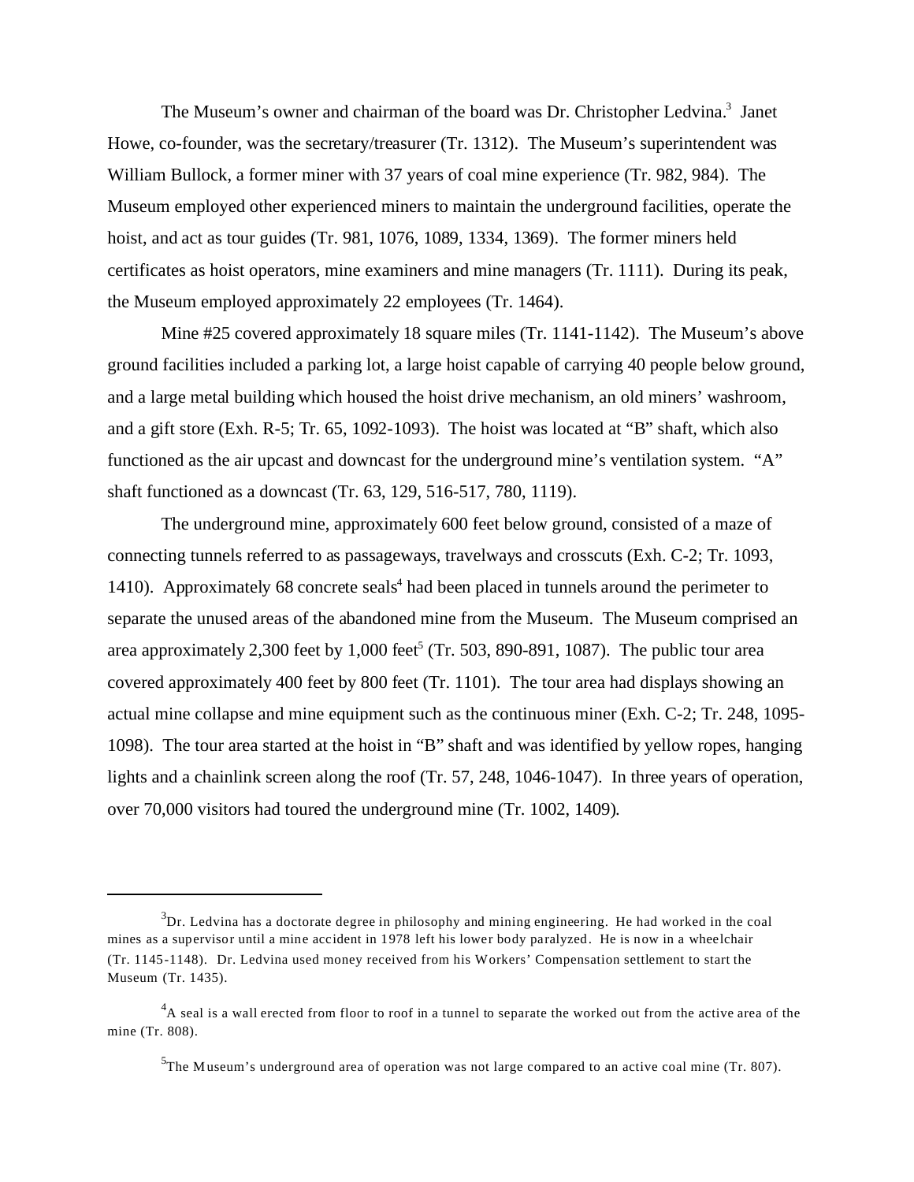The Museum's owner and chairman of the board was Dr. Christopher Ledvina.[3] Janet Howe, co-founder, was the secretary/treasurer (Tr. 1312). The Museum's superintendent was William Bullock, a former miner with 37 years of coal mine experience (Tr. 982, 984). The Museum employed other experienced miners to maintain the underground facilities, operate the hoist, and act as tour guides (Tr. 981, 1076, 1089, 1334, 1369). The former miners held certificates as hoist operators, mine examiners and mine managers (Tr. 1111). During its peak, the Museum employed approximately 22 employees (Tr. 1464).

Mine #25 covered approximately 18 square miles (Tr. 1141-1142). The Museum's above ground facilities included a parking lot, a large hoist capable of carrying 40 people below ground, and a large metal building which housed the hoist drive mechanism, an old miners' washroom, and a gift store (Exh. R-5; Tr. 65, 1092-1093). The hoist was located at "B" shaft, which also functioned as the air upcast and downcast for the underground mine's ventilation system. "A" shaft functioned as a downcast (Tr. 63, 129, 516-517, 780, 1119).

The underground mine, approximately 600 feet below ground, consisted of a maze of connecting tunnels referred to as passageways, travelways and crosscuts (Exh. C-2; Tr. 1093, 1410). Approximately 68 concrete seals[4] had been placed in tunnels around the perimeter to separate the unused areas of the abandoned mine from the Museum. The Museum comprised an area approximately 2,300 feet by 1,000 feet[5] (Tr. 503, 890-891, 1087). The public tour area covered approximately 400 feet by 800 feet (Tr. 1101). The tour area had displays showing an actual mine collapse and mine equipment such as the continuous miner (Exh. C-2; Tr. 248, 1095-1098). The tour area started at the hoist in "B" shaft and was identified by yellow ropes, hanging lights and a chainlink screen along the roof (Tr. 57, 248, 1046-1047). In three years of operation, over 70,000 visitors had toured the underground mine (Tr. 1002, 1409).

---

[3] Dr. Ledvina has a doctorate degree in philosophy and mining engineering. He had worked in the coal mines as a supervisor until a mine accident in 1978 left his lower body paralyzed. He is now in a wheelchair (Tr. 1145-1148). Dr. Ledvina used money received from his Workers' Compensation settlement to start the Museum (Tr. 1435).

[4] A seal is a wall erected from floor to roof in a tunnel to separate the worked out from the active area of the mine (Tr. 808).

[5] The Museum's underground area of operation was not large compared to an active coal mine (Tr. 807).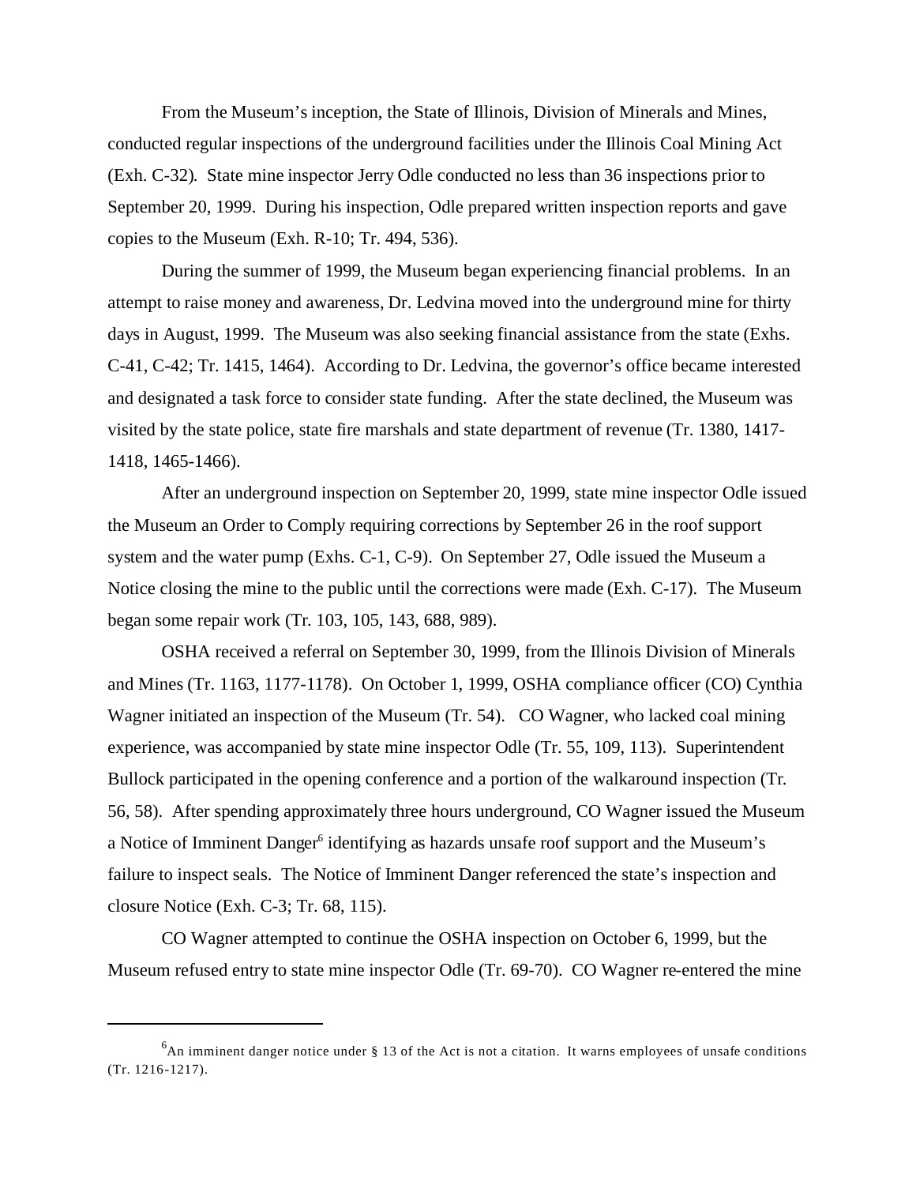From the Museum's inception, the State of Illinois, Division of Minerals and Mines, conducted regular inspections of the underground facilities under the Illinois Coal Mining Act (Exh. C-32). State mine inspector Jerry Odle conducted no less than 36 inspections prior to September 20, 1999. During his inspection, Odle prepared written inspection reports and gave copies to the Museum (Exh. R-10; Tr. 494, 536).

During the summer of 1999, the Museum began experiencing financial problems. In an attempt to raise money and awareness, Dr. Ledvina moved into the underground mine for thirty days in August, 1999. The Museum was also seeking financial assistance from the state (Exhs. C-41, C-42; Tr. 1415, 1464). According to Dr. Ledvina, the governor's office became interested and designated a task force to consider state funding. After the state declined, the Museum was visited by the state police, state fire marshals and state department of revenue (Tr. 1380, 1417-1418, 1465-1466).

After an underground inspection on September 20, 1999, state mine inspector Odle issued the Museum an Order to Comply requiring corrections by September 26 in the roof support system and the water pump (Exhs. C-1, C-9). On September 27, Odle issued the Museum a Notice closing the mine to the public until the corrections were made (Exh. C-17). The Museum began some repair work (Tr. 103, 105, 143, 688, 989).

OSHA received a referral on September 30, 1999, from the Illinois Division of Minerals and Mines (Tr. 1163, 1177-1178). On October 1, 1999, OSHA compliance officer (CO) Cynthia Wagner initiated an inspection of the Museum (Tr. 54). CO Wagner, who lacked coal mining experience, was accompanied by state mine inspector Odle (Tr. 55, 109, 113). Superintendent Bullock participated in the opening conference and a portion of the walkaround inspection (Tr. 56, 58). After spending approximately three hours underground, CO Wagner issued the Museum a Notice of Imminent Danger[6] identifying as hazards unsafe roof support and the Museum's failure to inspect seals. The Notice of Imminent Danger referenced the state's inspection and closure Notice (Exh. C-3; Tr. 68, 115).

CO Wagner attempted to continue the OSHA inspection on October 6, 1999, but the Museum refused entry to state mine inspector Odle (Tr. 69-70). CO Wagner re-entered the mine

[6] An imminent danger notice under § 13 of the Act is not a citation. It warns employees of unsafe conditions (Tr. 1216-1217).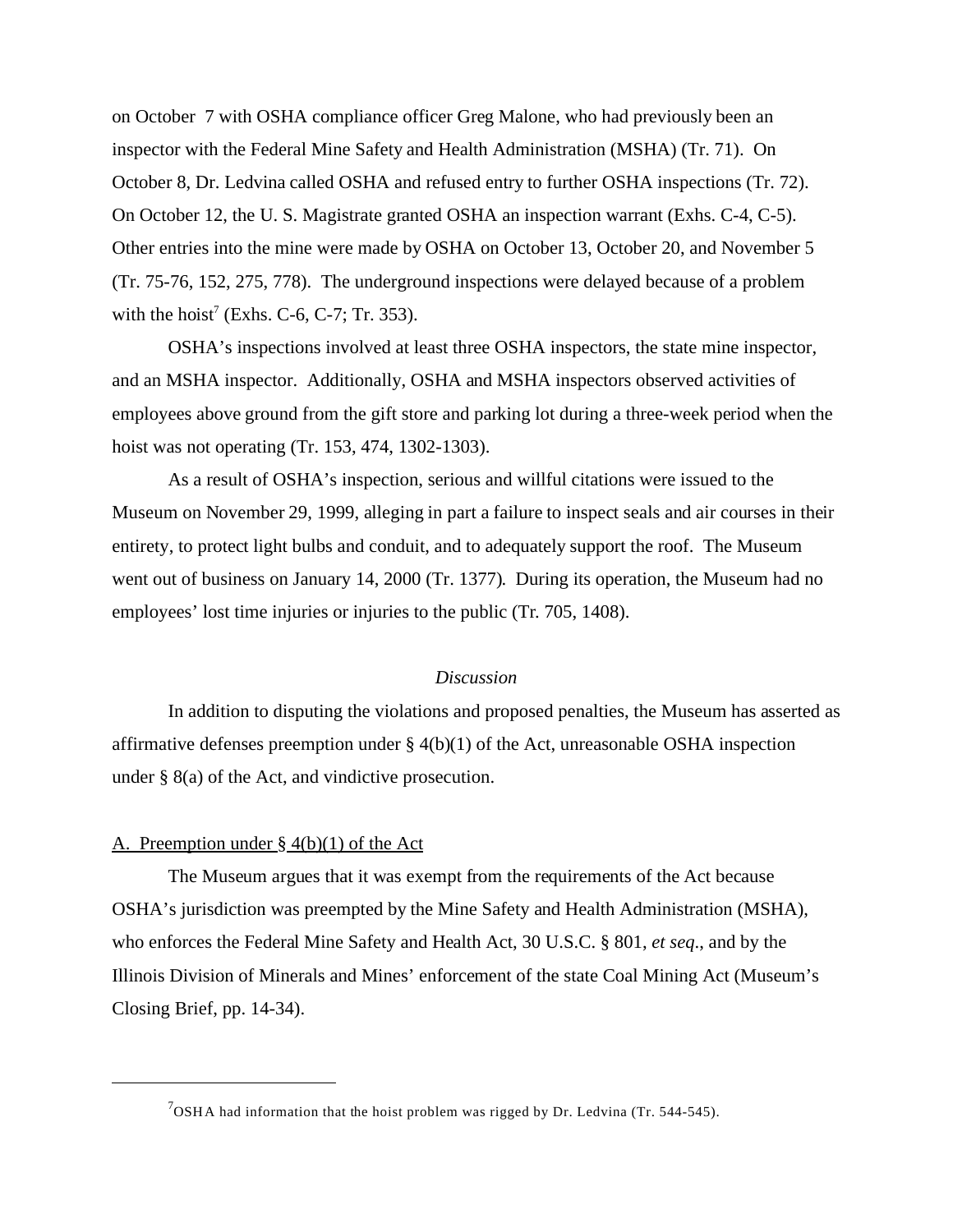on October 7 with OSHA compliance officer Greg Malone, who had previously been an inspector with the Federal Mine Safety and Health Administration (MSHA) (Tr. 71). On October 8, Dr. Ledvina called OSHA and refused entry to further OSHA inspections (Tr. 72). On October 12, the U. S. Magistrate granted OSHA an inspection warrant (Exhs. C-4, C-5). Other entries into the mine were made by OSHA on October 13, October 20, and November 5 (Tr. 75-76, 152, 275, 778). The underground inspections were delayed because of a problem with the hoist[7] (Exhs. C-6, C-7; Tr. 353).

OSHA's inspections involved at least three OSHA inspectors, the state mine inspector, and an MSHA inspector. Additionally, OSHA and MSHA inspectors observed activities of employees above ground from the gift store and parking lot during a three-week period when the hoist was not operating (Tr. 153, 474, 1302-1303).

As a result of OSHA's inspection, serious and willful citations were issued to the Museum on November 29, 1999, alleging in part a failure to inspect seals and air courses in their entirety, to protect light bulbs and conduit, and to adequately support the roof. The Museum went out of business on January 14, 2000 (Tr. 1377). During its operation, the Museum had no employees' lost time injuries or injuries to the public (Tr. 705, 1408).

*Discussion*

In addition to disputing the violations and proposed penalties, the Museum has asserted as affirmative defenses preemption under § 4(b)(1) of the Act, unreasonable OSHA inspection under § 8(a) of the Act, and vindictive prosecution.

A. Preemption under § 4(b)(1) of the Act

The Museum argues that it was exempt from the requirements of the Act because OSHA's jurisdiction was preempted by the Mine Safety and Health Administration (MSHA), who enforces the Federal Mine Safety and Health Act, 30 U.S.C. § 801, *et seq*., and by the Illinois Division of Minerals and Mines' enforcement of the state Coal Mining Act (Museum's Closing Brief, pp. 14-34).

---

[7] OSHA had information that the hoist problem was rigged by Dr. Ledvina (Tr. 544-545).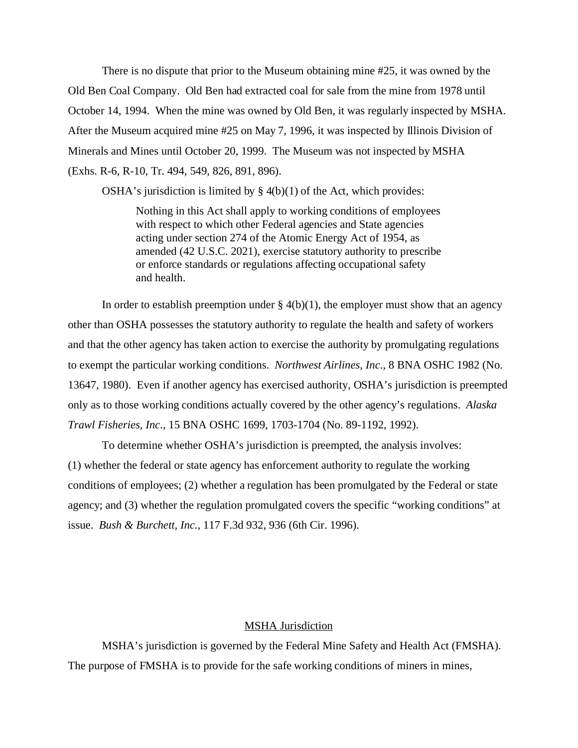There is no dispute that prior to the Museum obtaining mine #25, it was owned by the Old Ben Coal Company. Old Ben had extracted coal for sale from the mine from 1978 until October 14, 1994. When the mine was owned by Old Ben, it was regularly inspected by MSHA. After the Museum acquired mine #25 on May 7, 1996, it was inspected by Illinois Division of Minerals and Mines until October 20, 1999. The Museum was not inspected by MSHA (Exhs. R-6, R-10, Tr. 494, 549, 826, 891, 896).

OSHA's jurisdiction is limited by § 4(b)(1) of the Act, which provides:

> Nothing in this Act shall apply to working conditions of employees with respect to which other Federal agencies and State agencies acting under section 274 of the Atomic Energy Act of 1954, as amended (42 U.S.C. 2021), exercise statutory authority to prescribe or enforce standards or regulations affecting occupational safety and health.

In order to establish preemption under § 4(b)(1), the employer must show that an agency other than OSHA possesses the statutory authority to regulate the health and safety of workers and that the other agency has taken action to exercise the authority by promulgating regulations to exempt the particular working conditions. *Northwest Airlines, Inc.*, 8 BNA OSHC 1982 (No. 13647, 1980). Even if another agency has exercised authority, OSHA's jurisdiction is preempted only as to those working conditions actually covered by the other agency's regulations. *Alaska Trawl Fisheries, Inc*., 15 BNA OSHC 1699, 1703-1704 (No. 89-1192, 1992).

To determine whether OSHA's jurisdiction is preempted, the analysis involves: (1) whether the federal or state agency has enforcement authority to regulate the working conditions of employees; (2) whether a regulation has been promulgated by the Federal or state agency; and (3) whether the regulation promulgated covers the specific "working conditions" at issue. *Bush & Burchett, Inc.,* 117 F.3d 932, 936 (6th Cir. 1996).

## MSHA Jurisdiction

MSHA's jurisdiction is governed by the Federal Mine Safety and Health Act (FMSHA). The purpose of FMSHA is to provide for the safe working conditions of miners in mines,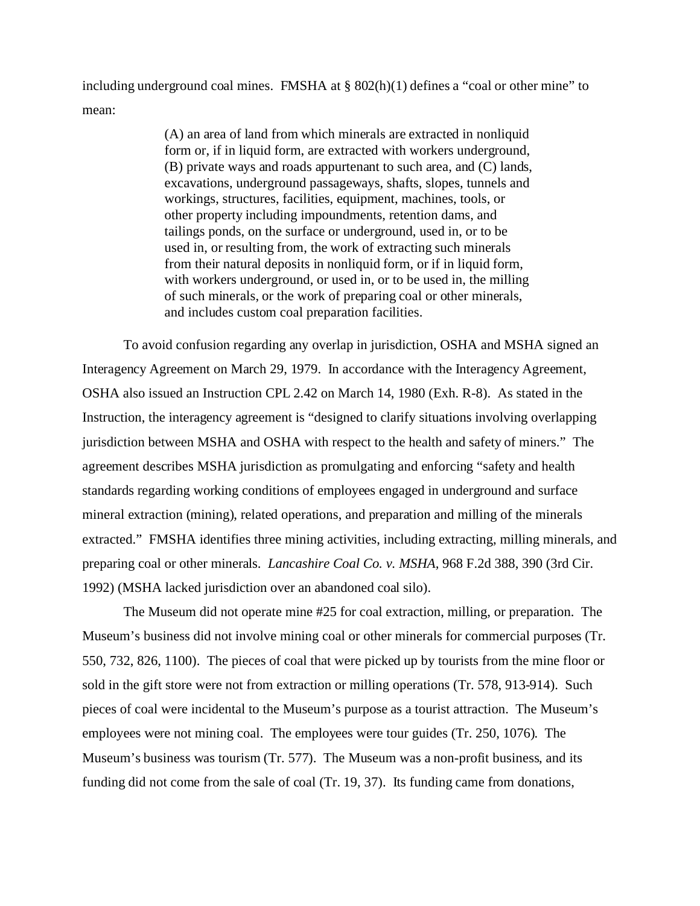including underground coal mines. FMSHA at § 802(h)(1) defines a "coal or other mine" to mean:

> (A) an area of land from which minerals are extracted in nonliquid form or, if in liquid form, are extracted with workers underground, (B) private ways and roads appurtenant to such area, and (C) lands, excavations, underground passageways, shafts, slopes, tunnels and workings, structures, facilities, equipment, machines, tools, or other property including impoundments, retention dams, and tailings ponds, on the surface or underground, used in, or to be used in, or resulting from, the work of extracting such minerals from their natural deposits in nonliquid form, or if in liquid form, with workers underground, or used in, or to be used in, the milling of such minerals, or the work of preparing coal or other minerals, and includes custom coal preparation facilities.

To avoid confusion regarding any overlap in jurisdiction, OSHA and MSHA signed an Interagency Agreement on March 29, 1979. In accordance with the Interagency Agreement, OSHA also issued an Instruction CPL 2.42 on March 14, 1980 (Exh. R-8). As stated in the Instruction, the interagency agreement is "designed to clarify situations involving overlapping jurisdiction between MSHA and OSHA with respect to the health and safety of miners." The agreement describes MSHA jurisdiction as promulgating and enforcing "safety and health standards regarding working conditions of employees engaged in underground and surface mineral extraction (mining), related operations, and preparation and milling of the minerals extracted." FMSHA identifies three mining activities, including extracting, milling minerals, and preparing coal or other minerals. *Lancashire Coal Co. v. MSHA,* 968 F.2d 388, 390 (3rd Cir. 1992) (MSHA lacked jurisdiction over an abandoned coal silo).

The Museum did not operate mine #25 for coal extraction, milling, or preparation. The Museum's business did not involve mining coal or other minerals for commercial purposes (Tr. 550, 732, 826, 1100). The pieces of coal that were picked up by tourists from the mine floor or sold in the gift store were not from extraction or milling operations (Tr. 578, 913-914). Such pieces of coal were incidental to the Museum's purpose as a tourist attraction. The Museum's employees were not mining coal. The employees were tour guides (Tr. 250, 1076). The Museum's business was tourism (Tr. 577). The Museum was a non-profit business, and its funding did not come from the sale of coal (Tr. 19, 37). Its funding came from donations,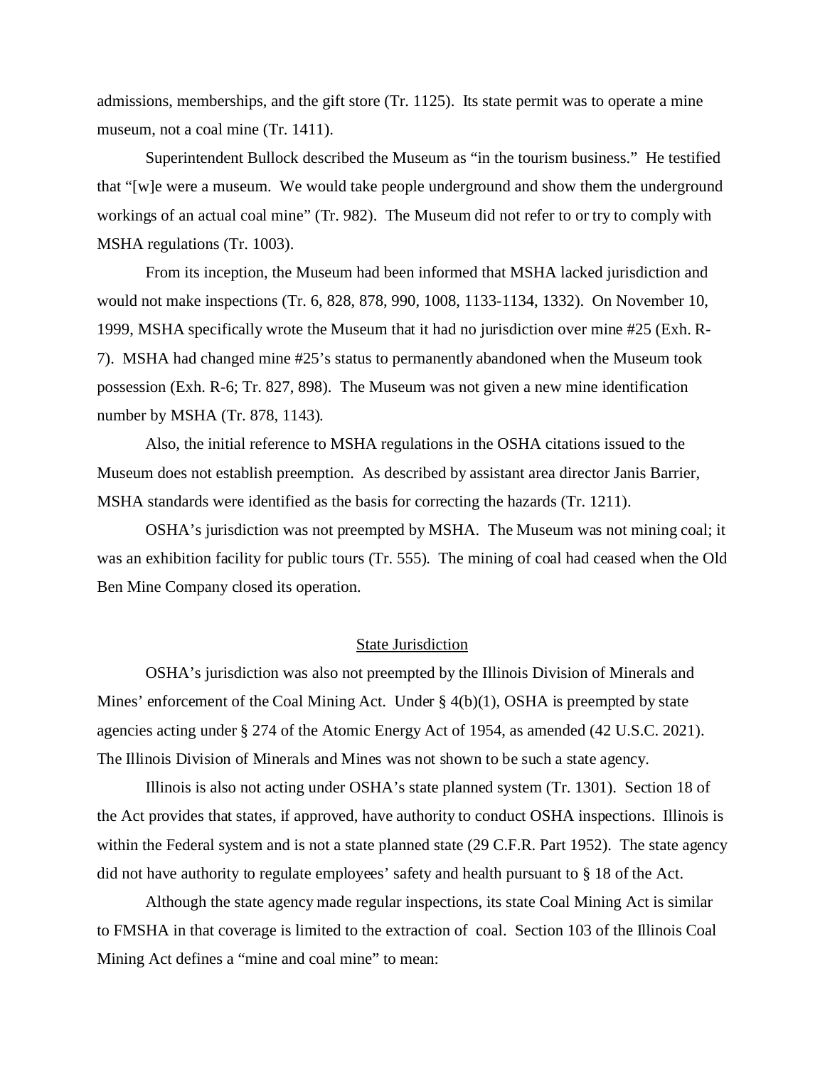admissions, memberships, and the gift store (Tr. 1125). Its state permit was to operate a mine museum, not a coal mine (Tr. 1411).

Superintendent Bullock described the Museum as "in the tourism business." He testified that "[w]e were a museum. We would take people underground and show them the underground workings of an actual coal mine" (Tr. 982). The Museum did not refer to or try to comply with MSHA regulations (Tr. 1003).

From its inception, the Museum had been informed that MSHA lacked jurisdiction and would not make inspections (Tr. 6, 828, 878, 990, 1008, 1133-1134, 1332). On November 10, 1999, MSHA specifically wrote the Museum that it had no jurisdiction over mine #25 (Exh. R-7). MSHA had changed mine #25's status to permanently abandoned when the Museum took possession (Exh. R-6; Tr. 827, 898). The Museum was not given a new mine identification number by MSHA (Tr. 878, 1143).

Also, the initial reference to MSHA regulations in the OSHA citations issued to the Museum does not establish preemption. As described by assistant area director Janis Barrier, MSHA standards were identified as the basis for correcting the hazards (Tr. 1211).

OSHA's jurisdiction was not preempted by MSHA. The Museum was not mining coal; it was an exhibition facility for public tours (Tr. 555). The mining of coal had ceased when the Old Ben Mine Company closed its operation.

## State Jurisdiction

OSHA's jurisdiction was also not preempted by the Illinois Division of Minerals and Mines' enforcement of the Coal Mining Act. Under § 4(b)(1), OSHA is preempted by state agencies acting under § 274 of the Atomic Energy Act of 1954, as amended (42 U.S.C. 2021). The Illinois Division of Minerals and Mines was not shown to be such a state agency.

Illinois is also not acting under OSHA's state planned system (Tr. 1301). Section 18 of the Act provides that states, if approved, have authority to conduct OSHA inspections. Illinois is within the Federal system and is not a state planned state (29 C.F.R. Part 1952). The state agency did not have authority to regulate employees' safety and health pursuant to § 18 of the Act.

Although the state agency made regular inspections, its state Coal Mining Act is similar to FMSHA in that coverage is limited to the extraction of coal. Section 103 of the Illinois Coal Mining Act defines a "mine and coal mine" to mean: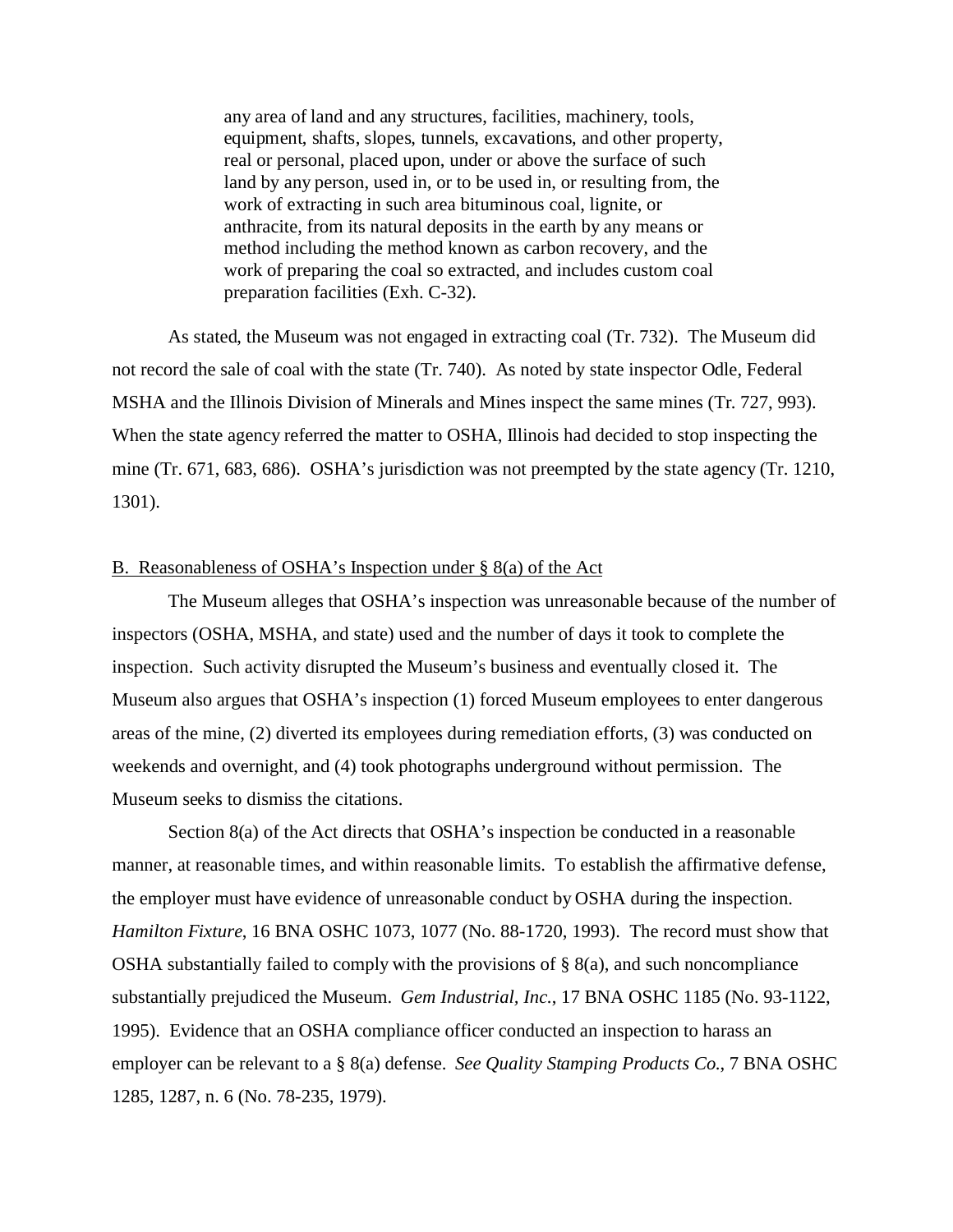> any area of land and any structures, facilities, machinery, tools, equipment, shafts, slopes, tunnels, excavations, and other property, real or personal, placed upon, under or above the surface of such land by any person, used in, or to be used in, or resulting from, the work of extracting in such area bituminous coal, lignite, or anthracite, from its natural deposits in the earth by any means or method including the method known as carbon recovery, and the work of preparing the coal so extracted, and includes custom coal preparation facilities (Exh. C-32).

As stated, the Museum was not engaged in extracting coal (Tr. 732). The Museum did not record the sale of coal with the state (Tr. 740). As noted by state inspector Odle, Federal MSHA and the Illinois Division of Minerals and Mines inspect the same mines (Tr. 727, 993). When the state agency referred the matter to OSHA, Illinois had decided to stop inspecting the mine (Tr. 671, 683, 686). OSHA's jurisdiction was not preempted by the state agency (Tr. 1210, 1301).

B. Reasonableness of OSHA's Inspection under § 8(a) of the Act

The Museum alleges that OSHA's inspection was unreasonable because of the number of inspectors (OSHA, MSHA, and state) used and the number of days it took to complete the inspection. Such activity disrupted the Museum's business and eventually closed it. The Museum also argues that OSHA's inspection (1) forced Museum employees to enter dangerous areas of the mine, (2) diverted its employees during remediation efforts, (3) was conducted on weekends and overnight, and (4) took photographs underground without permission. The Museum seeks to dismiss the citations.

Section 8(a) of the Act directs that OSHA's inspection be conducted in a reasonable manner, at reasonable times, and within reasonable limits. To establish the affirmative defense, the employer must have evidence of unreasonable conduct by OSHA during the inspection. *Hamilton Fixture*, 16 BNA OSHC 1073, 1077 (No. 88-1720, 1993). The record must show that OSHA substantially failed to comply with the provisions of § 8(a), and such noncompliance substantially prejudiced the Museum. *Gem Industrial, Inc.*, 17 BNA OSHC 1185 (No. 93-1122, 1995). Evidence that an OSHA compliance officer conducted an inspection to harass an employer can be relevant to a § 8(a) defense. *See Quality Stamping Products Co.*, 7 BNA OSHC 1285, 1287, n. 6 (No. 78-235, 1979).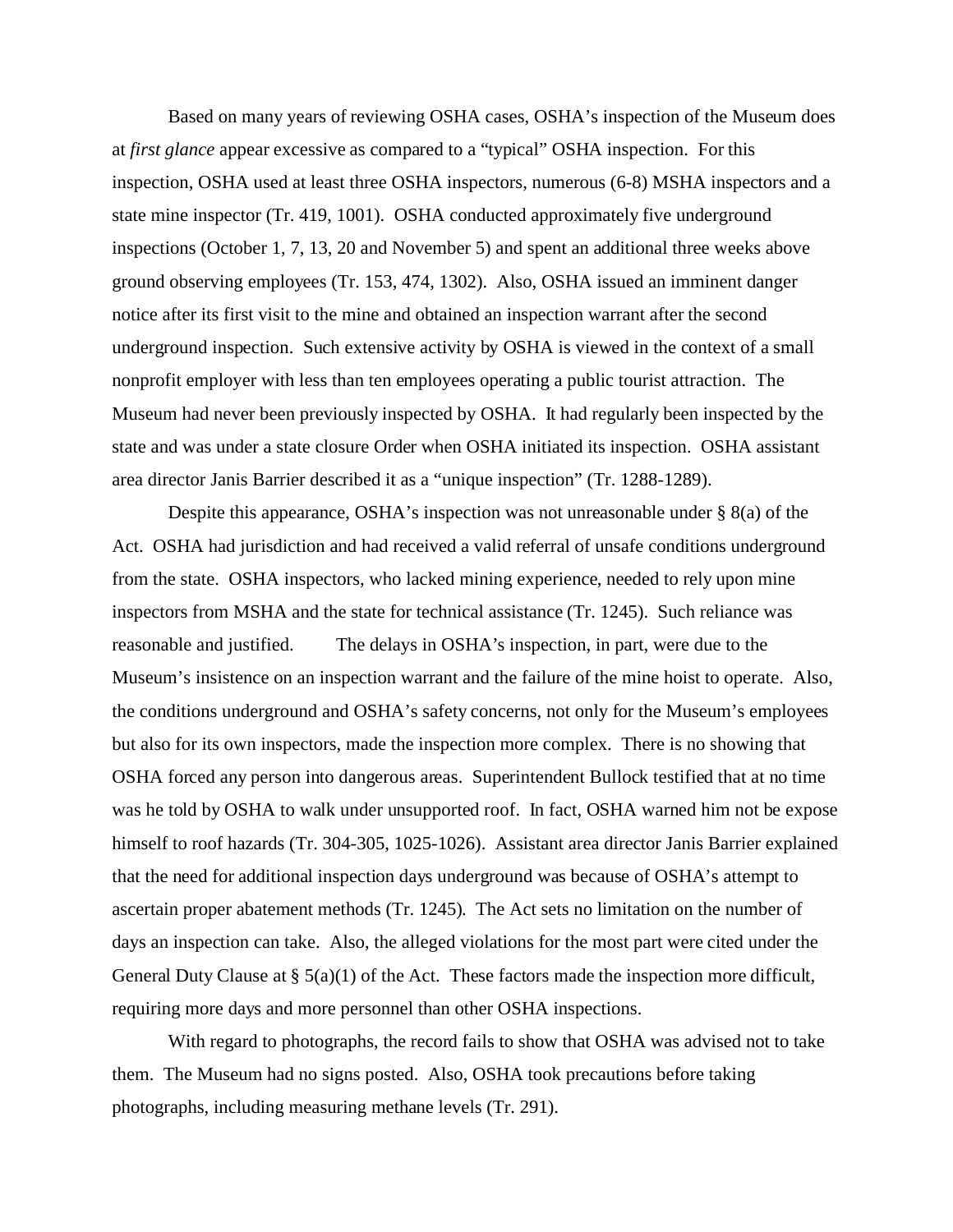Based on many years of reviewing OSHA cases, OSHA's inspection of the Museum does at *first glance* appear excessive as compared to a "typical" OSHA inspection. For this inspection, OSHA used at least three OSHA inspectors, numerous (6-8) MSHA inspectors and a state mine inspector (Tr. 419, 1001). OSHA conducted approximately five underground inspections (October 1, 7, 13, 20 and November 5) and spent an additional three weeks above ground observing employees (Tr. 153, 474, 1302). Also, OSHA issued an imminent danger notice after its first visit to the mine and obtained an inspection warrant after the second underground inspection. Such extensive activity by OSHA is viewed in the context of a small nonprofit employer with less than ten employees operating a public tourist attraction. The Museum had never been previously inspected by OSHA. It had regularly been inspected by the state and was under a state closure Order when OSHA initiated its inspection. OSHA assistant area director Janis Barrier described it as a "unique inspection" (Tr. 1288-1289).

Despite this appearance, OSHA's inspection was not unreasonable under § 8(a) of the Act. OSHA had jurisdiction and had received a valid referral of unsafe conditions underground from the state. OSHA inspectors, who lacked mining experience, needed to rely upon mine inspectors from MSHA and the state for technical assistance (Tr. 1245). Such reliance was reasonable and justified. The delays in OSHA's inspection, in part, were due to the Museum's insistence on an inspection warrant and the failure of the mine hoist to operate. Also, the conditions underground and OSHA's safety concerns, not only for the Museum's employees but also for its own inspectors, made the inspection more complex. There is no showing that OSHA forced any person into dangerous areas. Superintendent Bullock testified that at no time was he told by OSHA to walk under unsupported roof. In fact, OSHA warned him not be expose himself to roof hazards (Tr. 304-305, 1025-1026). Assistant area director Janis Barrier explained that the need for additional inspection days underground was because of OSHA's attempt to ascertain proper abatement methods (Tr. 1245). The Act sets no limitation on the number of days an inspection can take. Also, the alleged violations for the most part were cited under the General Duty Clause at § 5(a)(1) of the Act. These factors made the inspection more difficult, requiring more days and more personnel than other OSHA inspections.

With regard to photographs, the record fails to show that OSHA was advised not to take them. The Museum had no signs posted. Also, OSHA took precautions before taking photographs, including measuring methane levels (Tr. 291).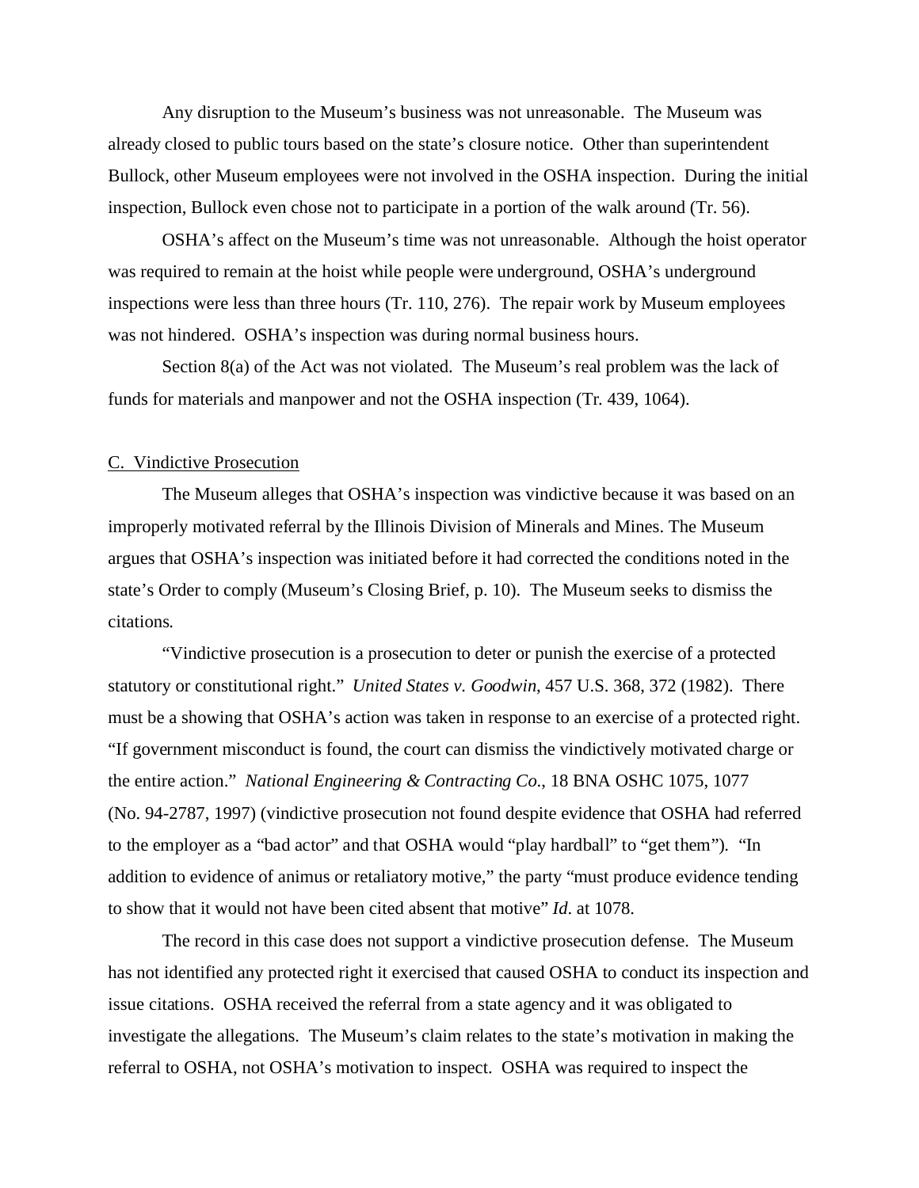Any disruption to the Museum's business was not unreasonable. The Museum was already closed to public tours based on the state's closure notice. Other than superintendent Bullock, other Museum employees were not involved in the OSHA inspection. During the initial inspection, Bullock even chose not to participate in a portion of the walk around (Tr. 56).

OSHA's affect on the Museum's time was not unreasonable. Although the hoist operator was required to remain at the hoist while people were underground, OSHA's underground inspections were less than three hours (Tr. 110, 276). The repair work by Museum employees was not hindered. OSHA's inspection was during normal business hours.

Section 8(a) of the Act was not violated. The Museum's real problem was the lack of funds for materials and manpower and not the OSHA inspection (Tr. 439, 1064).

C. Vindictive Prosecution

The Museum alleges that OSHA's inspection was vindictive because it was based on an improperly motivated referral by the Illinois Division of Minerals and Mines. The Museum argues that OSHA's inspection was initiated before it had corrected the conditions noted in the state's Order to comply (Museum's Closing Brief, p. 10). The Museum seeks to dismiss the citations.

"Vindictive prosecution is a prosecution to deter or punish the exercise of a protected statutory or constitutional right." *United States v. Goodwin*, 457 U.S. 368, 372 (1982). There must be a showing that OSHA's action was taken in response to an exercise of a protected right. "If government misconduct is found, the court can dismiss the vindictively motivated charge or the entire action." *National Engineering & Contracting Co.*, 18 BNA OSHC 1075, 1077 (No. 94-2787, 1997) (vindictive prosecution not found despite evidence that OSHA had referred to the employer as a "bad actor" and that OSHA would "play hardball" to "get them"). "In addition to evidence of animus or retaliatory motive," the party "must produce evidence tending to show that it would not have been cited absent that motive" *Id*. at 1078.

The record in this case does not support a vindictive prosecution defense. The Museum has not identified any protected right it exercised that caused OSHA to conduct its inspection and issue citations. OSHA received the referral from a state agency and it was obligated to investigate the allegations. The Museum's claim relates to the state's motivation in making the referral to OSHA, not OSHA's motivation to inspect. OSHA was required to inspect the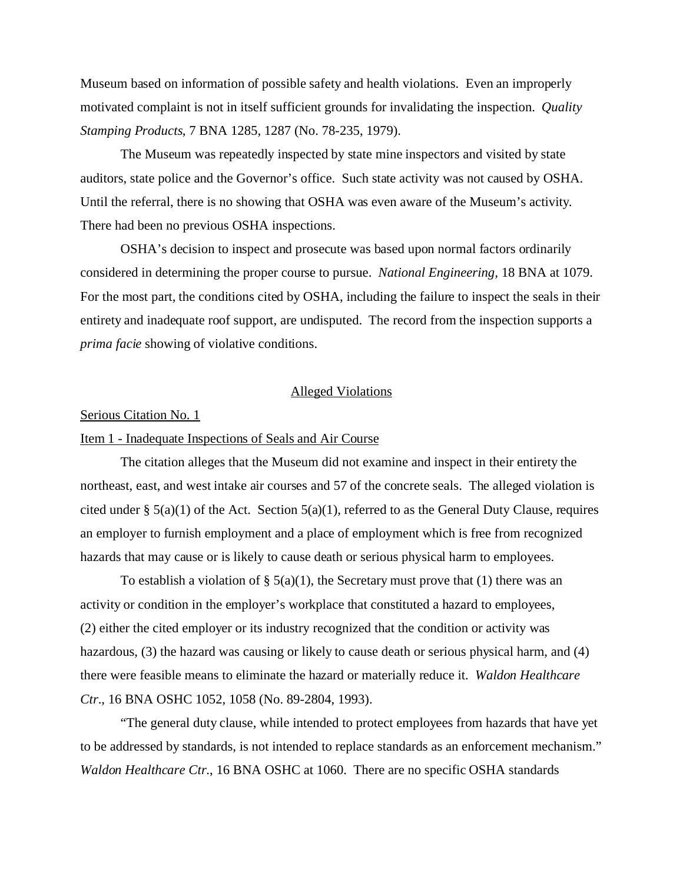Museum based on information of possible safety and health violations. Even an improperly motivated complaint is not in itself sufficient grounds for invalidating the inspection. *Quality Stamping Products*, 7 BNA 1285, 1287 (No. 78-235, 1979).

The Museum was repeatedly inspected by state mine inspectors and visited by state auditors, state police and the Governor's office. Such state activity was not caused by OSHA. Until the referral, there is no showing that OSHA was even aware of the Museum's activity. There had been no previous OSHA inspections.

OSHA's decision to inspect and prosecute was based upon normal factors ordinarily considered in determining the proper course to pursue. *National Engineering*, 18 BNA at 1079. For the most part, the conditions cited by OSHA, including the failure to inspect the seals in their entirety and inadequate roof support, are undisputed. The record from the inspection supports a *prima facie* showing of violative conditions.

## Alleged Violations

### Serious Citation No. 1

### Item 1 - Inadequate Inspections of Seals and Air Course

The citation alleges that the Museum did not examine and inspect in their entirety the northeast, east, and west intake air courses and 57 of the concrete seals. The alleged violation is cited under § 5(a)(1) of the Act. Section 5(a)(1), referred to as the General Duty Clause, requires an employer to furnish employment and a place of employment which is free from recognized hazards that may cause or is likely to cause death or serious physical harm to employees.

To establish a violation of § 5(a)(1), the Secretary must prove that (1) there was an activity or condition in the employer's workplace that constituted a hazard to employees, (2) either the cited employer or its industry recognized that the condition or activity was hazardous, (3) the hazard was causing or likely to cause death or serious physical harm, and (4) there were feasible means to eliminate the hazard or materially reduce it. *Waldon Healthcare Ctr*., 16 BNA OSHC 1052, 1058 (No. 89-2804, 1993).

"The general duty clause, while intended to protect employees from hazards that have yet to be addressed by standards, is not intended to replace standards as an enforcement mechanism." *Waldon Healthcare Ctr*., 16 BNA OSHC at 1060. There are no specific OSHA standards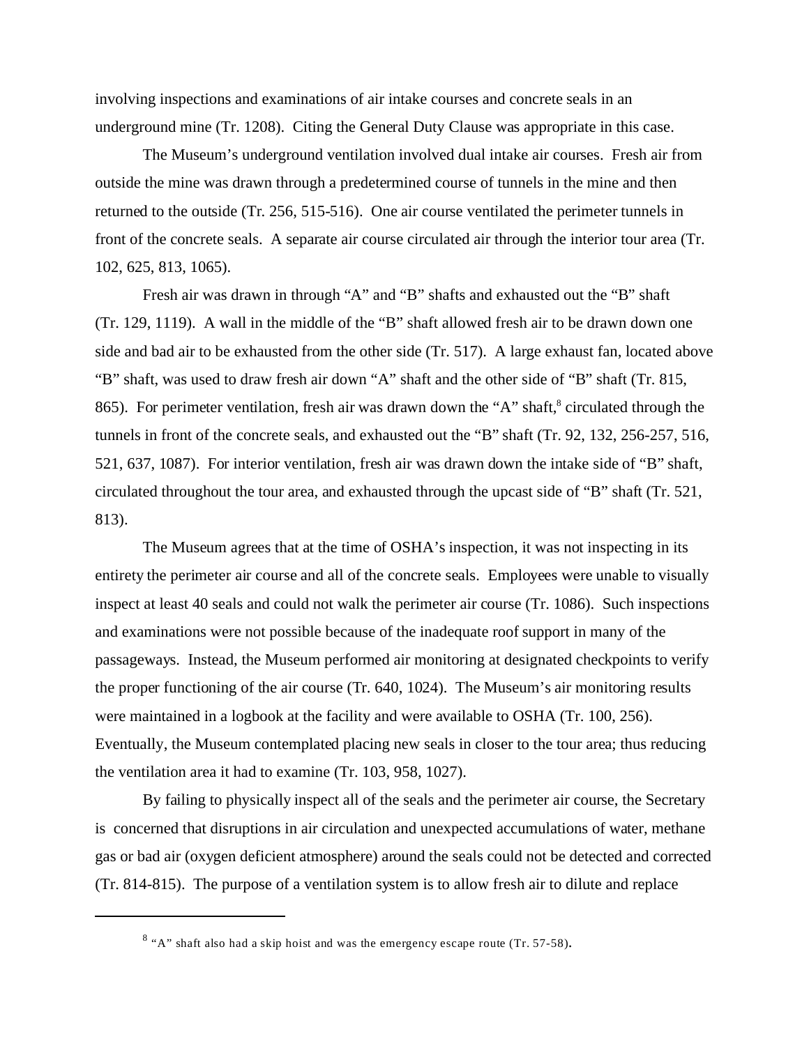involving inspections and examinations of air intake courses and concrete seals in an underground mine (Tr. 1208). Citing the General Duty Clause was appropriate in this case.

The Museum's underground ventilation involved dual intake air courses. Fresh air from outside the mine was drawn through a predetermined course of tunnels in the mine and then returned to the outside (Tr. 256, 515-516). One air course ventilated the perimeter tunnels in front of the concrete seals. A separate air course circulated air through the interior tour area (Tr. 102, 625, 813, 1065).

Fresh air was drawn in through "A" and "B" shafts and exhausted out the "B" shaft (Tr. 129, 1119). A wall in the middle of the "B" shaft allowed fresh air to be drawn down one side and bad air to be exhausted from the other side (Tr. 517). A large exhaust fan, located above "B" shaft, was used to draw fresh air down "A" shaft and the other side of "B" shaft (Tr. 815, 865). For perimeter ventilation, fresh air was drawn down the "A" shaft,[8] circulated through the tunnels in front of the concrete seals, and exhausted out the "B" shaft (Tr. 92, 132, 256-257, 516, 521, 637, 1087). For interior ventilation, fresh air was drawn down the intake side of "B" shaft, circulated throughout the tour area, and exhausted through the upcast side of "B" shaft (Tr. 521, 813).

The Museum agrees that at the time of OSHA's inspection, it was not inspecting in its entirety the perimeter air course and all of the concrete seals. Employees were unable to visually inspect at least 40 seals and could not walk the perimeter air course (Tr. 1086). Such inspections and examinations were not possible because of the inadequate roof support in many of the passageways. Instead, the Museum performed air monitoring at designated checkpoints to verify the proper functioning of the air course (Tr. 640, 1024). The Museum's air monitoring results were maintained in a logbook at the facility and were available to OSHA (Tr. 100, 256). Eventually, the Museum contemplated placing new seals in closer to the tour area; thus reducing the ventilation area it had to examine (Tr. 103, 958, 1027).

By failing to physically inspect all of the seals and the perimeter air course, the Secretary is concerned that disruptions in air circulation and unexpected accumulations of water, methane gas or bad air (oxygen deficient atmosphere) around the seals could not be detected and corrected (Tr. 814-815). The purpose of a ventilation system is to allow fresh air to dilute and replace

---

[8] "A" shaft also had a skip hoist and was the emergency escape route (Tr. 57-58).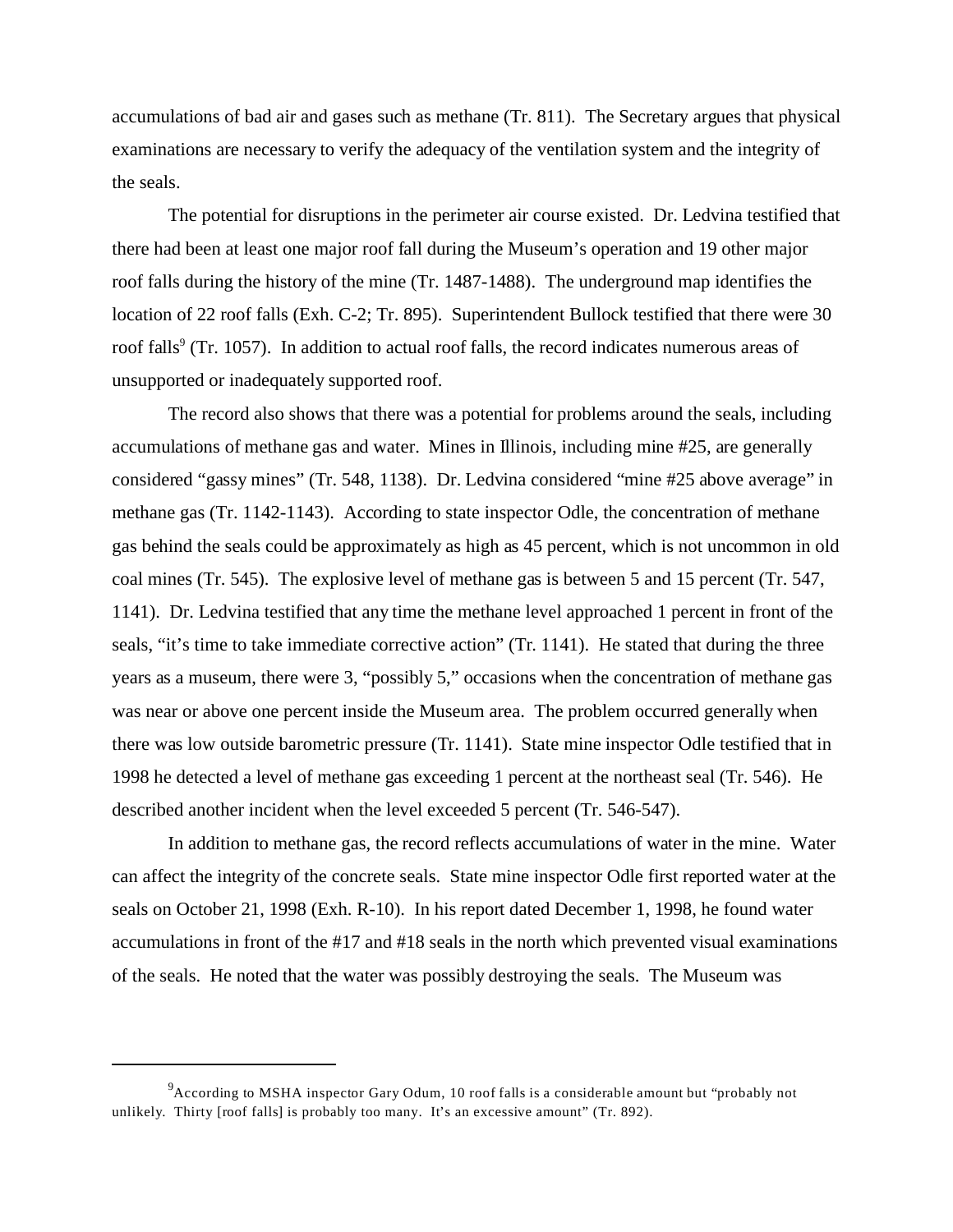accumulations of bad air and gases such as methane (Tr. 811). The Secretary argues that physical examinations are necessary to verify the adequacy of the ventilation system and the integrity of the seals.

The potential for disruptions in the perimeter air course existed. Dr. Ledvina testified that there had been at least one major roof fall during the Museum's operation and 19 other major roof falls during the history of the mine (Tr. 1487-1488). The underground map identifies the location of 22 roof falls (Exh. C-2; Tr. 895). Superintendent Bullock testified that there were 30 roof falls[9] (Tr. 1057). In addition to actual roof falls, the record indicates numerous areas of unsupported or inadequately supported roof.

The record also shows that there was a potential for problems around the seals, including accumulations of methane gas and water. Mines in Illinois, including mine #25, are generally considered "gassy mines" (Tr. 548, 1138). Dr. Ledvina considered "mine #25 above average" in methane gas (Tr. 1142-1143). According to state inspector Odle, the concentration of methane gas behind the seals could be approximately as high as 45 percent, which is not uncommon in old coal mines (Tr. 545). The explosive level of methane gas is between 5 and 15 percent (Tr. 547, 1141). Dr. Ledvina testified that any time the methane level approached 1 percent in front of the seals, "it's time to take immediate corrective action" (Tr. 1141). He stated that during the three years as a museum, there were 3, "possibly 5," occasions when the concentration of methane gas was near or above one percent inside the Museum area. The problem occurred generally when there was low outside barometric pressure (Tr. 1141). State mine inspector Odle testified that in 1998 he detected a level of methane gas exceeding 1 percent at the northeast seal (Tr. 546). He described another incident when the level exceeded 5 percent (Tr. 546-547).

In addition to methane gas, the record reflects accumulations of water in the mine. Water can affect the integrity of the concrete seals. State mine inspector Odle first reported water at the seals on October 21, 1998 (Exh. R-10). In his report dated December 1, 1998, he found water accumulations in front of the #17 and #18 seals in the north which prevented visual examinations of the seals. He noted that the water was possibly destroying the seals. The Museum was

---

[9] According to MSHA inspector Gary Odum, 10 roof falls is a considerable amount but "probably not unlikely. Thirty [roof falls] is probably too many. It's an excessive amount" (Tr. 892).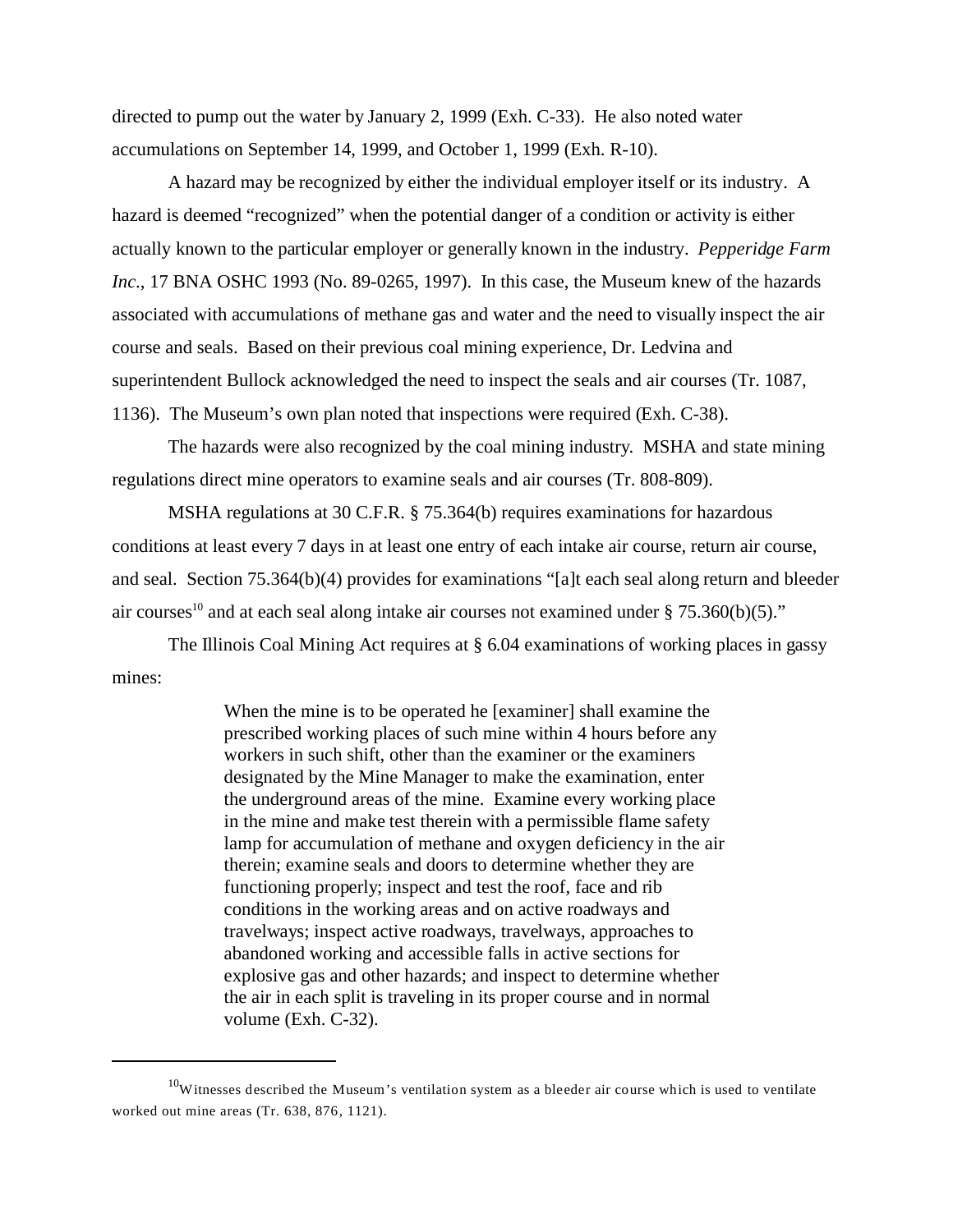directed to pump out the water by January 2, 1999 (Exh. C-33). He also noted water accumulations on September 14, 1999, and October 1, 1999 (Exh. R-10).

A hazard may be recognized by either the individual employer itself or its industry. A hazard is deemed "recognized" when the potential danger of a condition or activity is either actually known to the particular employer or generally known in the industry. *Pepperidge Farm Inc*., 17 BNA OSHC 1993 (No. 89-0265, 1997). In this case, the Museum knew of the hazards associated with accumulations of methane gas and water and the need to visually inspect the air course and seals. Based on their previous coal mining experience, Dr. Ledvina and superintendent Bullock acknowledged the need to inspect the seals and air courses (Tr. 1087, 1136). The Museum's own plan noted that inspections were required (Exh. C-38).

The hazards were also recognized by the coal mining industry. MSHA and state mining regulations direct mine operators to examine seals and air courses (Tr. 808-809).

MSHA regulations at 30 C.F.R. § 75.364(b) requires examinations for hazardous conditions at least every 7 days in at least one entry of each intake air course, return air course, and seal. Section 75.364(b)(4) provides for examinations "[a]t each seal along return and bleeder air courses[10] and at each seal along intake air courses not examined under § 75.360(b)(5)."

The Illinois Coal Mining Act requires at § 6.04 examinations of working places in gassy mines:

> When the mine is to be operated he [examiner] shall examine the prescribed working places of such mine within 4 hours before any workers in such shift, other than the examiner or the examiners designated by the Mine Manager to make the examination, enter the underground areas of the mine. Examine every working place in the mine and make test therein with a permissible flame safety lamp for accumulation of methane and oxygen deficiency in the air therein; examine seals and doors to determine whether they are functioning properly; inspect and test the roof, face and rib conditions in the working areas and on active roadways and travelways; inspect active roadways, travelways, approaches to abandoned working and accessible falls in active sections for explosive gas and other hazards; and inspect to determine whether the air in each split is traveling in its proper course and in normal volume (Exh. C-32).

[10] Witnesses described the Museum's ventilation system as a bleeder air course which is used to ventilate worked out mine areas (Tr. 638, 876, 1121).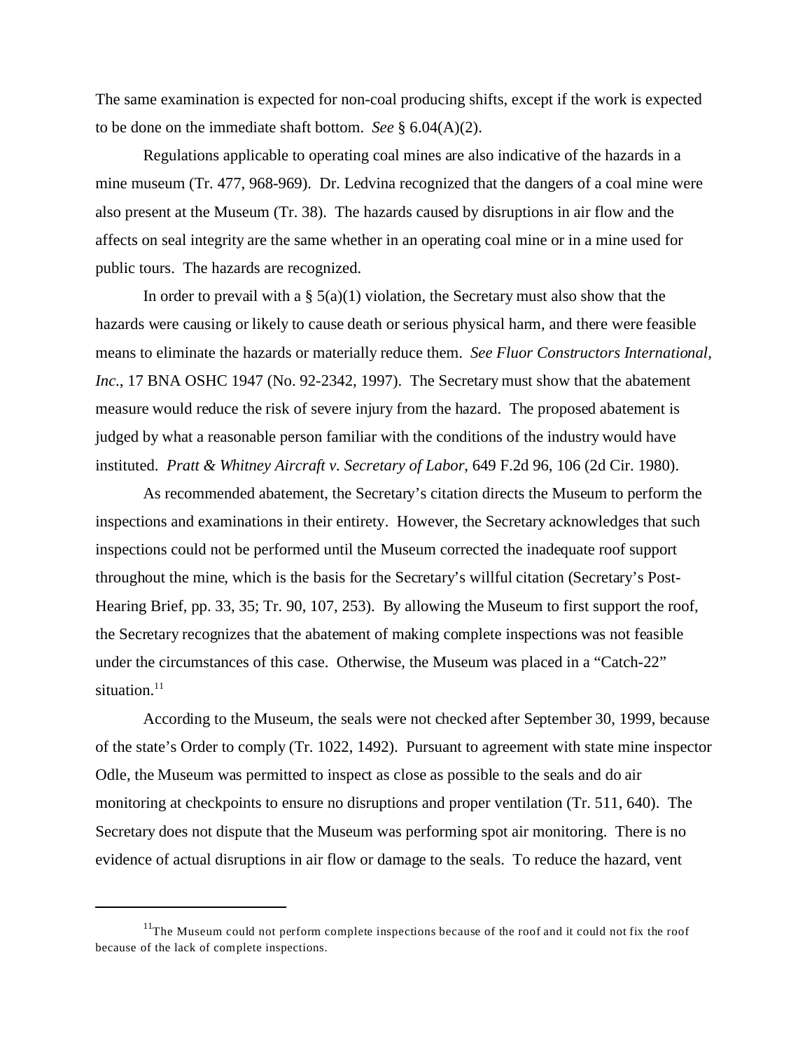The same examination is expected for non-coal producing shifts, except if the work is expected to be done on the immediate shaft bottom. *See* § 6.04(A)(2).

Regulations applicable to operating coal mines are also indicative of the hazards in a mine museum (Tr. 477, 968-969). Dr. Ledvina recognized that the dangers of a coal mine were also present at the Museum (Tr. 38). The hazards caused by disruptions in air flow and the affects on seal integrity are the same whether in an operating coal mine or in a mine used for public tours. The hazards are recognized.

In order to prevail with a § 5(a)(1) violation, the Secretary must also show that the hazards were causing or likely to cause death or serious physical harm, and there were feasible means to eliminate the hazards or materially reduce them. *See Fluor Constructors International, Inc.*, 17 BNA OSHC 1947 (No. 92-2342, 1997). The Secretary must show that the abatement measure would reduce the risk of severe injury from the hazard. The proposed abatement is judged by what a reasonable person familiar with the conditions of the industry would have instituted. *Pratt & Whitney Aircraft v. Secretary of Labor*, 649 F.2d 96, 106 (2d Cir. 1980).

As recommended abatement, the Secretary's citation directs the Museum to perform the inspections and examinations in their entirety. However, the Secretary acknowledges that such inspections could not be performed until the Museum corrected the inadequate roof support throughout the mine, which is the basis for the Secretary's willful citation (Secretary's Post-Hearing Brief, pp. 33, 35; Tr. 90, 107, 253). By allowing the Museum to first support the roof, the Secretary recognizes that the abatement of making complete inspections was not feasible under the circumstances of this case. Otherwise, the Museum was placed in a "Catch-22" situation.[11]

According to the Museum, the seals were not checked after September 30, 1999, because of the state's Order to comply (Tr. 1022, 1492). Pursuant to agreement with state mine inspector Odle, the Museum was permitted to inspect as close as possible to the seals and do air monitoring at checkpoints to ensure no disruptions and proper ventilation (Tr. 511, 640). The Secretary does not dispute that the Museum was performing spot air monitoring. There is no evidence of actual disruptions in air flow or damage to the seals. To reduce the hazard, vent

---

[11] The Museum could not perform complete inspections because of the roof and it could not fix the roof because of the lack of complete inspections.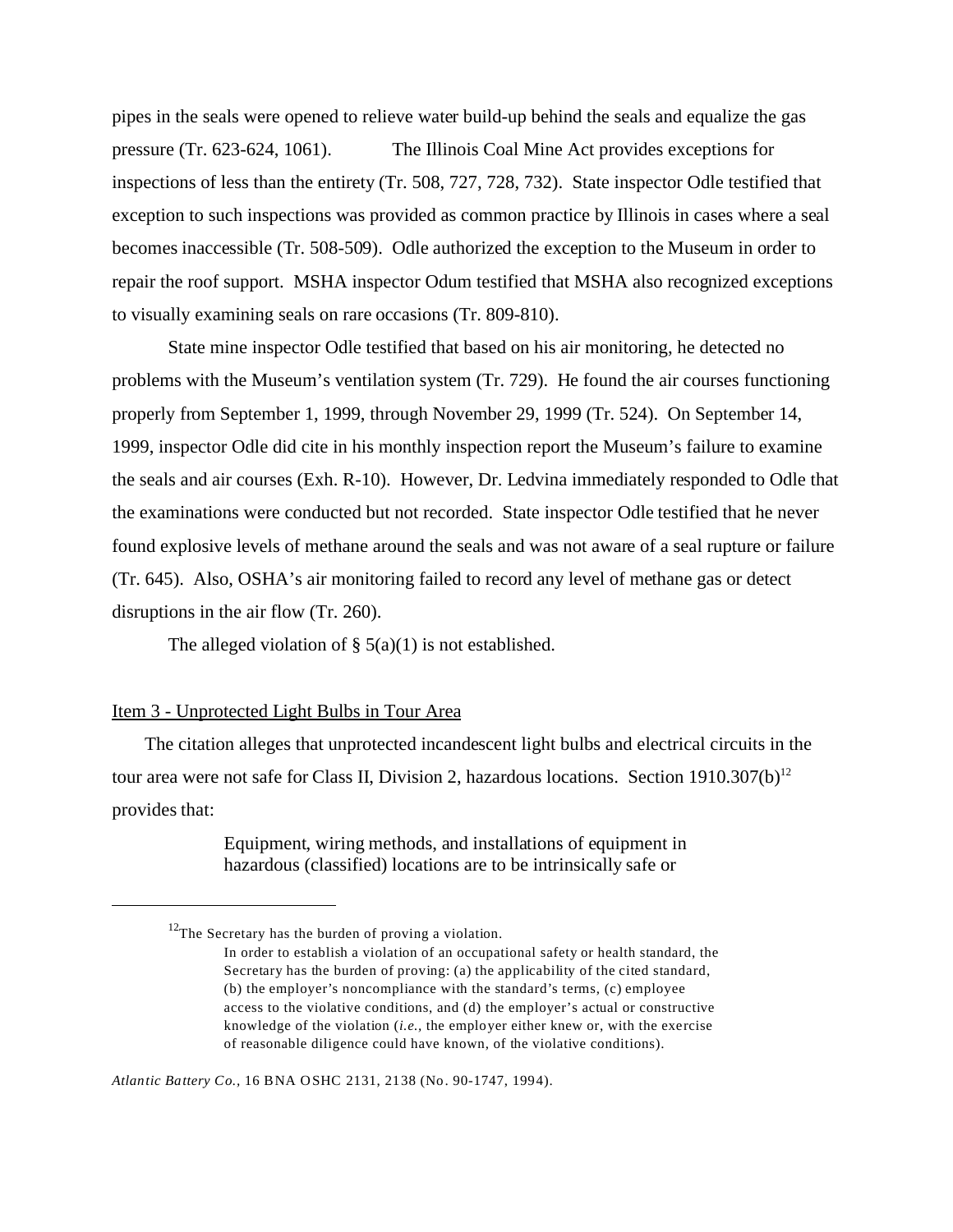pipes in the seals were opened to relieve water build-up behind the seals and equalize the gas pressure (Tr. 623-624, 1061). The Illinois Coal Mine Act provides exceptions for inspections of less than the entirety (Tr. 508, 727, 728, 732). State inspector Odle testified that exception to such inspections was provided as common practice by Illinois in cases where a seal becomes inaccessible (Tr. 508-509). Odle authorized the exception to the Museum in order to repair the roof support. MSHA inspector Odum testified that MSHA also recognized exceptions to visually examining seals on rare occasions (Tr. 809-810).

State mine inspector Odle testified that based on his air monitoring, he detected no problems with the Museum's ventilation system (Tr. 729). He found the air courses functioning properly from September 1, 1999, through November 29, 1999 (Tr. 524). On September 14, 1999, inspector Odle did cite in his monthly inspection report the Museum's failure to examine the seals and air courses (Exh. R-10). However, Dr. Ledvina immediately responded to Odle that the examinations were conducted but not recorded. State inspector Odle testified that he never found explosive levels of methane around the seals and was not aware of a seal rupture or failure (Tr. 645). Also, OSHA's air monitoring failed to record any level of methane gas or detect disruptions in the air flow (Tr. 260).

The alleged violation of § 5(a)(1) is not established.

Item 3 - Unprotected Light Bulbs in Tour Area

The citation alleges that unprotected incandescent light bulbs and electrical circuits in the tour area were not safe for Class II, Division 2, hazardous locations. Section 1910.307(b)[12] provides that:

> Equipment, wiring methods, and installations of equipment in hazardous (classified) locations are to be intrinsically safe or

---

[12]The Secretary has the burden of proving a violation.

> In order to establish a violation of an occupational safety or health standard, the Secretary has the burden of proving: (a) the applicability of the cited standard, (b) the employer's noncompliance with the standard's terms, (c) employee access to the violative conditions, and (d) the employer's actual or constructive knowledge of the violation (*i.e.*, the employer either knew or, with the exercise of reasonable diligence could have known, of the violative conditions).

*Atlantic Battery Co.*, 16 BNA OSHC 2131, 2138 (No. 90-1747, 1994).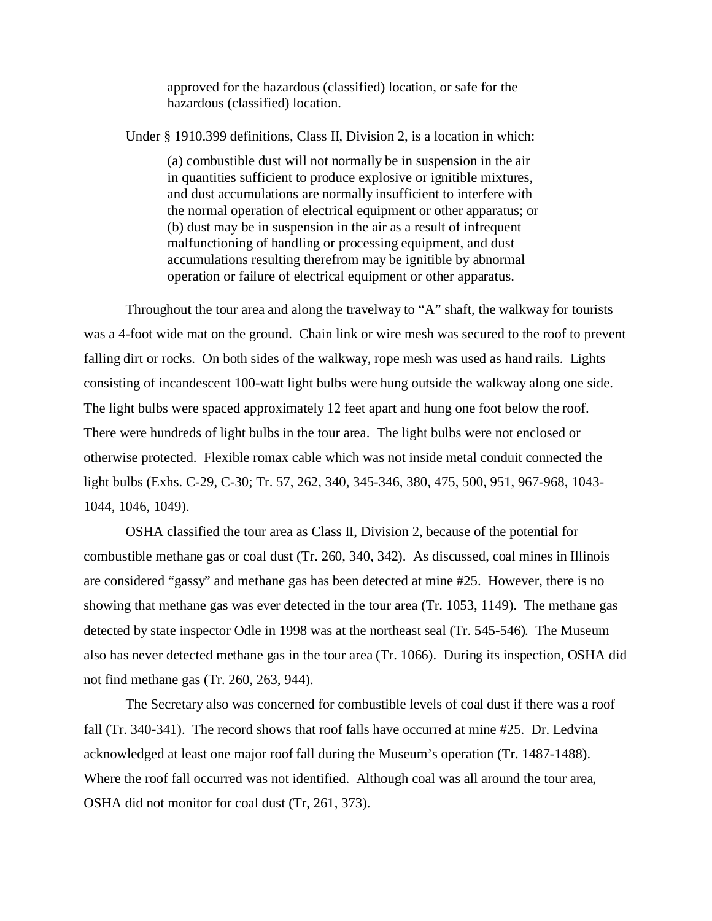> approved for the hazardous (classified) location, or safe for the hazardous (classified) location.

Under § 1910.399 definitions, Class II, Division 2, is a location in which:

> (a) combustible dust will not normally be in suspension in the air in quantities sufficient to produce explosive or ignitible mixtures, and dust accumulations are normally insufficient to interfere with the normal operation of electrical equipment or other apparatus; or (b) dust may be in suspension in the air as a result of infrequent malfunctioning of handling or processing equipment, and dust accumulations resulting therefrom may be ignitible by abnormal operation or failure of electrical equipment or other apparatus.

Throughout the tour area and along the travelway to "A" shaft, the walkway for tourists was a 4-foot wide mat on the ground. Chain link or wire mesh was secured to the roof to prevent falling dirt or rocks. On both sides of the walkway, rope mesh was used as hand rails. Lights consisting of incandescent 100-watt light bulbs were hung outside the walkway along one side. The light bulbs were spaced approximately 12 feet apart and hung one foot below the roof. There were hundreds of light bulbs in the tour area. The light bulbs were not enclosed or otherwise protected. Flexible romax cable which was not inside metal conduit connected the light bulbs (Exhs. C-29, C-30; Tr. 57, 262, 340, 345-346, 380, 475, 500, 951, 967-968, 1043-1044, 1046, 1049).

OSHA classified the tour area as Class II, Division 2, because of the potential for combustible methane gas or coal dust (Tr. 260, 340, 342). As discussed, coal mines in Illinois are considered "gassy" and methane gas has been detected at mine #25. However, there is no showing that methane gas was ever detected in the tour area (Tr. 1053, 1149). The methane gas detected by state inspector Odle in 1998 was at the northeast seal (Tr. 545-546). The Museum also has never detected methane gas in the tour area (Tr. 1066). During its inspection, OSHA did not find methane gas (Tr. 260, 263, 944).

The Secretary also was concerned for combustible levels of coal dust if there was a roof fall (Tr. 340-341). The record shows that roof falls have occurred at mine #25. Dr. Ledvina acknowledged at least one major roof fall during the Museum's operation (Tr. 1487-1488). Where the roof fall occurred was not identified. Although coal was all around the tour area, OSHA did not monitor for coal dust (Tr, 261, 373).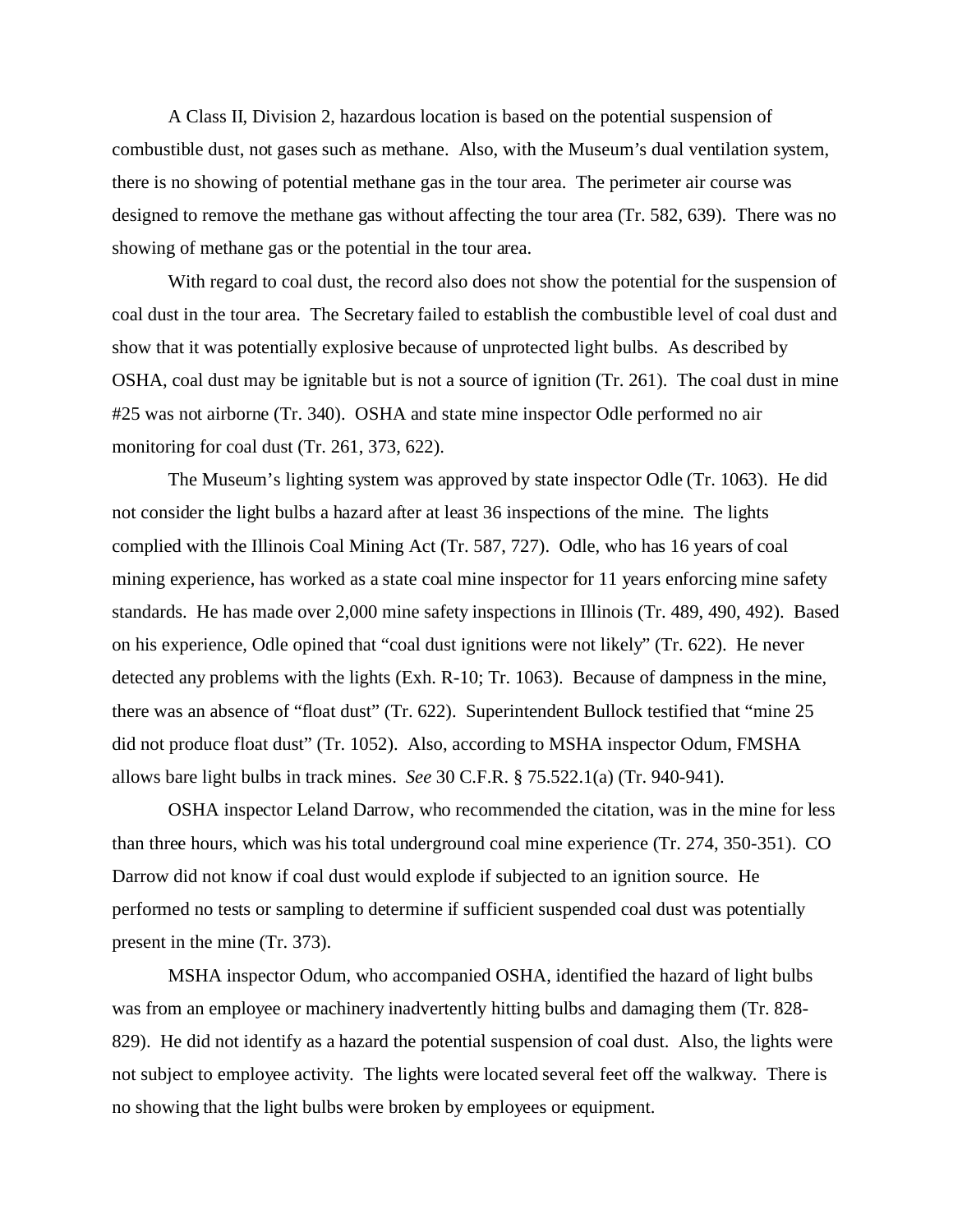A Class II, Division 2, hazardous location is based on the potential suspension of combustible dust, not gases such as methane. Also, with the Museum's dual ventilation system, there is no showing of potential methane gas in the tour area. The perimeter air course was designed to remove the methane gas without affecting the tour area (Tr. 582, 639). There was no showing of methane gas or the potential in the tour area.

With regard to coal dust, the record also does not show the potential for the suspension of coal dust in the tour area. The Secretary failed to establish the combustible level of coal dust and show that it was potentially explosive because of unprotected light bulbs. As described by OSHA, coal dust may be ignitable but is not a source of ignition (Tr. 261). The coal dust in mine #25 was not airborne (Tr. 340). OSHA and state mine inspector Odle performed no air monitoring for coal dust (Tr. 261, 373, 622).

The Museum's lighting system was approved by state inspector Odle (Tr. 1063). He did not consider the light bulbs a hazard after at least 36 inspections of the mine. The lights complied with the Illinois Coal Mining Act (Tr. 587, 727). Odle, who has 16 years of coal mining experience, has worked as a state coal mine inspector for 11 years enforcing mine safety standards. He has made over 2,000 mine safety inspections in Illinois (Tr. 489, 490, 492). Based on his experience, Odle opined that "coal dust ignitions were not likely" (Tr. 622). He never detected any problems with the lights (Exh. R-10; Tr. 1063). Because of dampness in the mine, there was an absence of "float dust" (Tr. 622). Superintendent Bullock testified that "mine 25 did not produce float dust" (Tr. 1052). Also, according to MSHA inspector Odum, FMSHA allows bare light bulbs in track mines. *See* 30 C.F.R. § 75.522.1(a) (Tr. 940-941).

OSHA inspector Leland Darrow, who recommended the citation, was in the mine for less than three hours, which was his total underground coal mine experience (Tr. 274, 350-351). CO Darrow did not know if coal dust would explode if subjected to an ignition source. He performed no tests or sampling to determine if sufficient suspended coal dust was potentially present in the mine (Tr. 373).

MSHA inspector Odum, who accompanied OSHA, identified the hazard of light bulbs was from an employee or machinery inadvertently hitting bulbs and damaging them (Tr. 828-829). He did not identify as a hazard the potential suspension of coal dust. Also, the lights were not subject to employee activity. The lights were located several feet off the walkway. There is no showing that the light bulbs were broken by employees or equipment.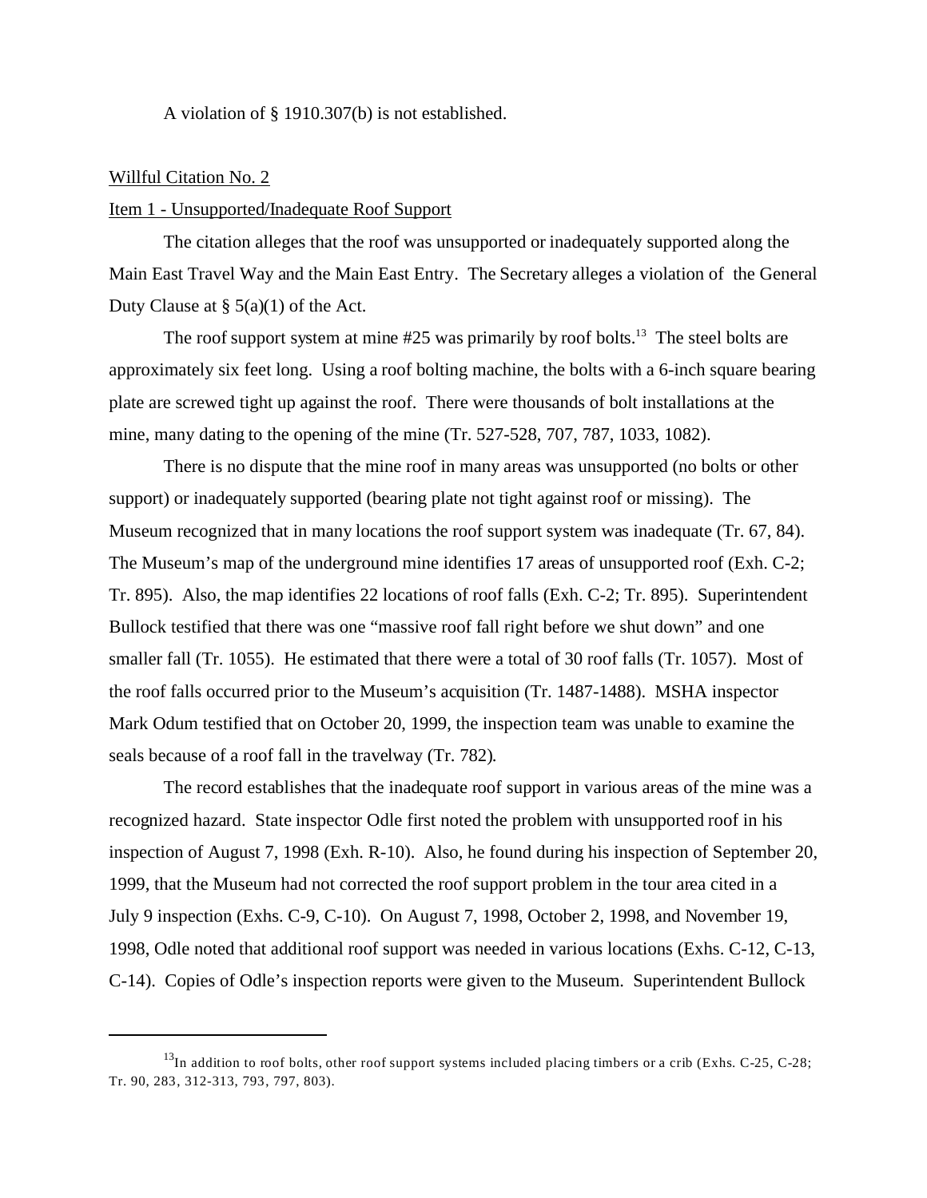A violation of § 1910.307(b) is not established.

Willful Citation No. 2

Item 1 - Unsupported/Inadequate Roof Support

The citation alleges that the roof was unsupported or inadequately supported along the Main East Travel Way and the Main East Entry. The Secretary alleges a violation of the General Duty Clause at § 5(a)(1) of the Act.

The roof support system at mine #25 was primarily by roof bolts.[13] The steel bolts are approximately six feet long. Using a roof bolting machine, the bolts with a 6-inch square bearing plate are screwed tight up against the roof. There were thousands of bolt installations at the mine, many dating to the opening of the mine (Tr. 527-528, 707, 787, 1033, 1082).

There is no dispute that the mine roof in many areas was unsupported (no bolts or other support) or inadequately supported (bearing plate not tight against roof or missing). The Museum recognized that in many locations the roof support system was inadequate (Tr. 67, 84). The Museum's map of the underground mine identifies 17 areas of unsupported roof (Exh. C-2; Tr. 895). Also, the map identifies 22 locations of roof falls (Exh. C-2; Tr. 895). Superintendent Bullock testified that there was one "massive roof fall right before we shut down" and one smaller fall (Tr. 1055). He estimated that there were a total of 30 roof falls (Tr. 1057). Most of the roof falls occurred prior to the Museum's acquisition (Tr. 1487-1488). MSHA inspector Mark Odum testified that on October 20, 1999, the inspection team was unable to examine the seals because of a roof fall in the travelway (Tr. 782).

The record establishes that the inadequate roof support in various areas of the mine was a recognized hazard. State inspector Odle first noted the problem with unsupported roof in his inspection of August 7, 1998 (Exh. R-10). Also, he found during his inspection of September 20, 1999, that the Museum had not corrected the roof support problem in the tour area cited in a July 9 inspection (Exhs. C-9, C-10). On August 7, 1998, October 2, 1998, and November 19, 1998, Odle noted that additional roof support was needed in various locations (Exhs. C-12, C-13, C-14). Copies of Odle's inspection reports were given to the Museum. Superintendent Bullock

[13] In addition to roof bolts, other roof support systems included placing timbers or a crib (Exhs. C-25, C-28; Tr. 90, 283, 312-313, 793, 797, 803).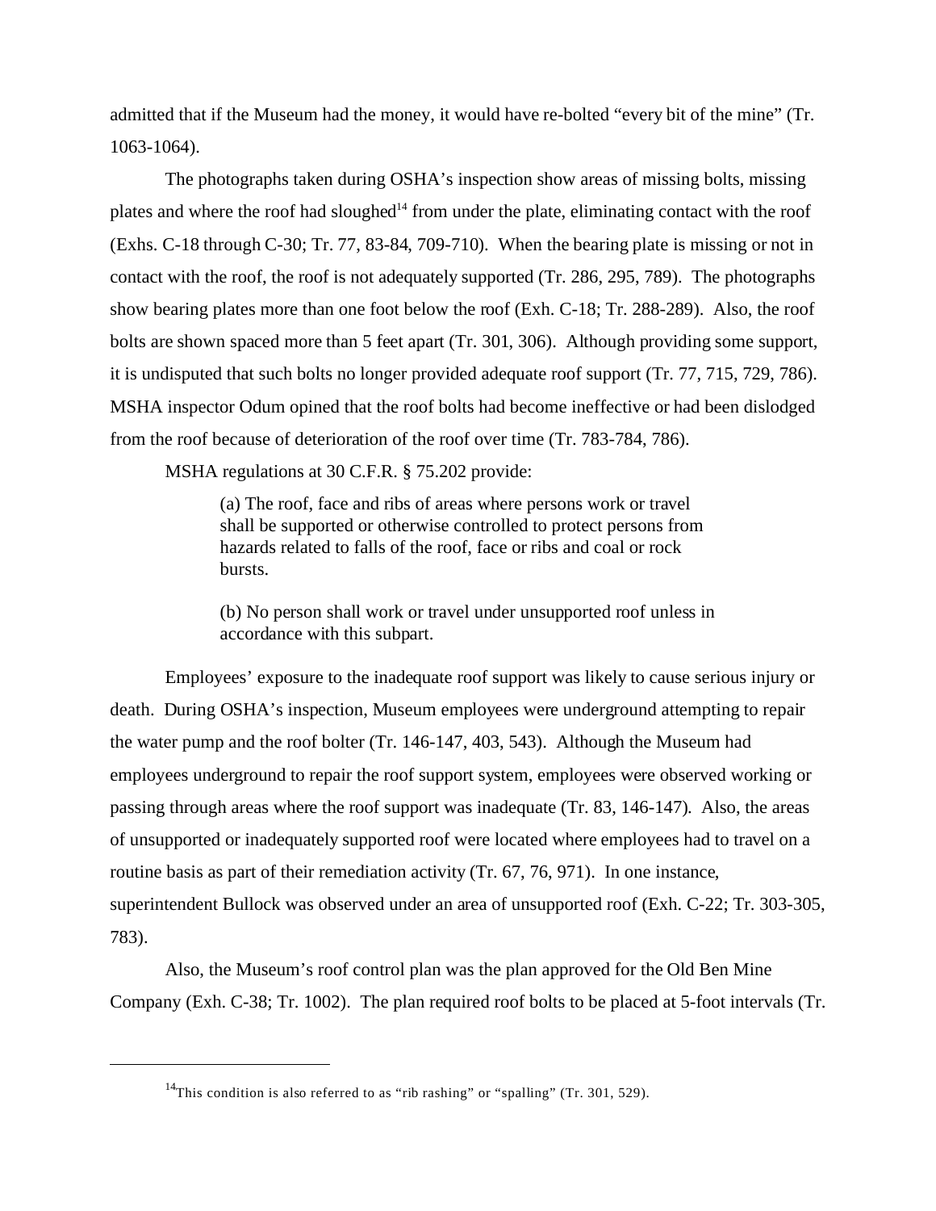admitted that if the Museum had the money, it would have re-bolted "every bit of the mine" (Tr. 1063-1064).

The photographs taken during OSHA's inspection show areas of missing bolts, missing plates and where the roof had sloughed[14] from under the plate, eliminating contact with the roof (Exhs. C-18 through C-30; Tr. 77, 83-84, 709-710). When the bearing plate is missing or not in contact with the roof, the roof is not adequately supported (Tr. 286, 295, 789). The photographs show bearing plates more than one foot below the roof (Exh. C-18; Tr. 288-289). Also, the roof bolts are shown spaced more than 5 feet apart (Tr. 301, 306). Although providing some support, it is undisputed that such bolts no longer provided adequate roof support (Tr. 77, 715, 729, 786). MSHA inspector Odum opined that the roof bolts had become ineffective or had been dislodged from the roof because of deterioration of the roof over time (Tr. 783-784, 786).

MSHA regulations at 30 C.F.R. § 75.202 provide:

> (a) The roof, face and ribs of areas where persons work or travel shall be supported or otherwise controlled to protect persons from hazards related to falls of the roof, face or ribs and coal or rock bursts.
>
> (b) No person shall work or travel under unsupported roof unless in accordance with this subpart.

Employees' exposure to the inadequate roof support was likely to cause serious injury or death. During OSHA's inspection, Museum employees were underground attempting to repair the water pump and the roof bolter (Tr. 146-147, 403, 543). Although the Museum had employees underground to repair the roof support system, employees were observed working or passing through areas where the roof support was inadequate (Tr. 83, 146-147). Also, the areas of unsupported or inadequately supported roof were located where employees had to travel on a routine basis as part of their remediation activity (Tr. 67, 76, 971). In one instance, superintendent Bullock was observed under an area of unsupported roof (Exh. C-22; Tr. 303-305, 783).

Also, the Museum's roof control plan was the plan approved for the Old Ben Mine Company (Exh. C-38; Tr. 1002). The plan required roof bolts to be placed at 5-foot intervals (Tr.

---

[14] This condition is also referred to as "rib rashing" or "spalling" (Tr. 301, 529).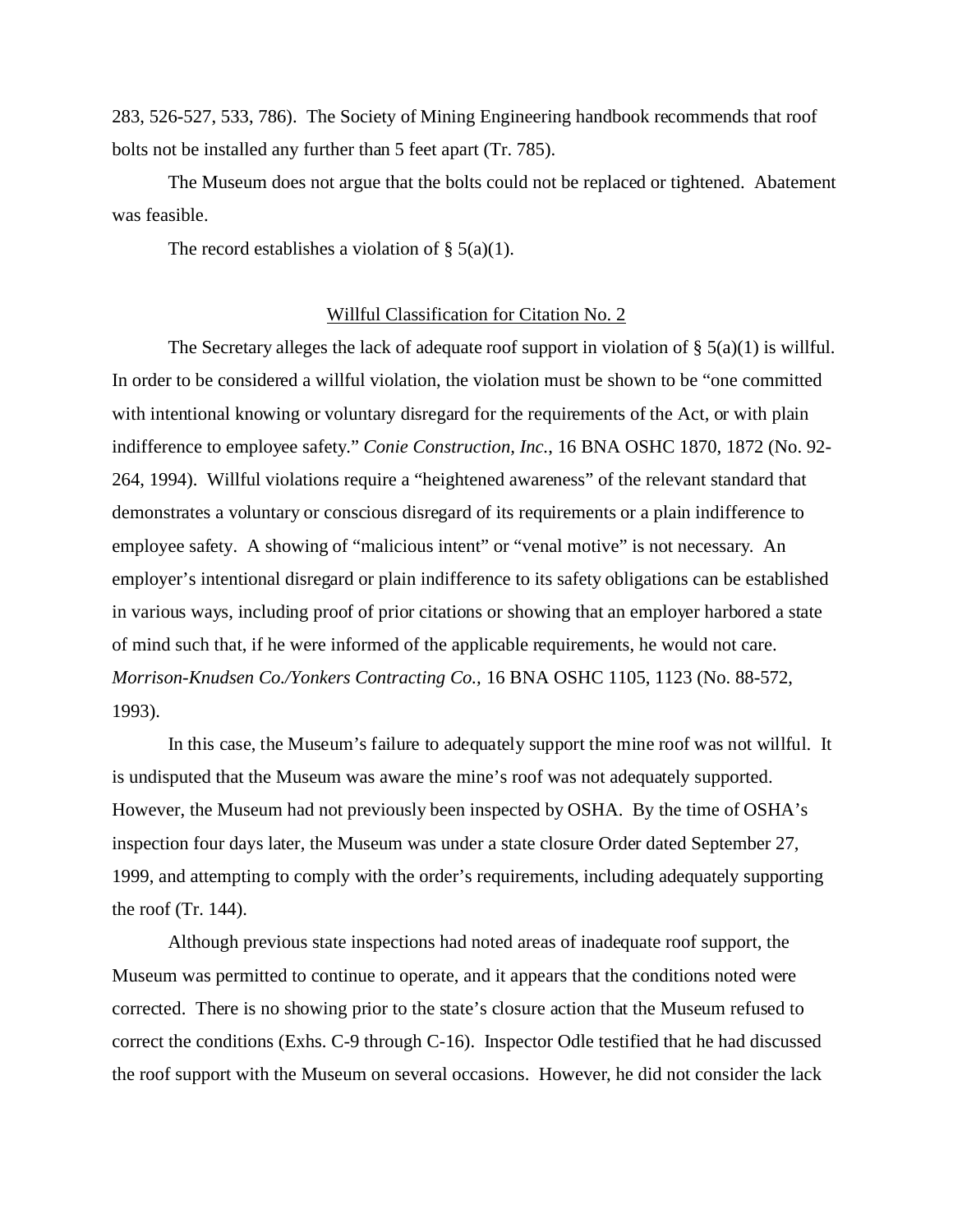283, 526-527, 533, 786). The Society of Mining Engineering handbook recommends that roof bolts not be installed any further than 5 feet apart (Tr. 785).

The Museum does not argue that the bolts could not be replaced or tightened. Abatement was feasible.

The record establishes a violation of § 5(a)(1).

## Willful Classification for Citation No. 2

The Secretary alleges the lack of adequate roof support in violation of § 5(a)(1) is willful. In order to be considered a willful violation, the violation must be shown to be "one committed with intentional knowing or voluntary disregard for the requirements of the Act, or with plain indifference to employee safety." *Conie Construction, Inc.*, 16 BNA OSHC 1870, 1872 (No. 92-264, 1994). Willful violations require a "heightened awareness" of the relevant standard that demonstrates a voluntary or conscious disregard of its requirements or a plain indifference to employee safety. A showing of "malicious intent" or "venal motive" is not necessary. An employer's intentional disregard or plain indifference to its safety obligations can be established in various ways, including proof of prior citations or showing that an employer harbored a state of mind such that, if he were informed of the applicable requirements, he would not care. *Morrison-Knudsen Co./Yonkers Contracting Co.*, 16 BNA OSHC 1105, 1123 (No. 88-572, 1993).

In this case, the Museum's failure to adequately support the mine roof was not willful. It is undisputed that the Museum was aware the mine's roof was not adequately supported. However, the Museum had not previously been inspected by OSHA. By the time of OSHA's inspection four days later, the Museum was under a state closure Order dated September 27, 1999, and attempting to comply with the order's requirements, including adequately supporting the roof (Tr. 144).

Although previous state inspections had noted areas of inadequate roof support, the Museum was permitted to continue to operate, and it appears that the conditions noted were corrected. There is no showing prior to the state's closure action that the Museum refused to correct the conditions (Exhs. C-9 through C-16). Inspector Odle testified that he had discussed the roof support with the Museum on several occasions. However, he did not consider the lack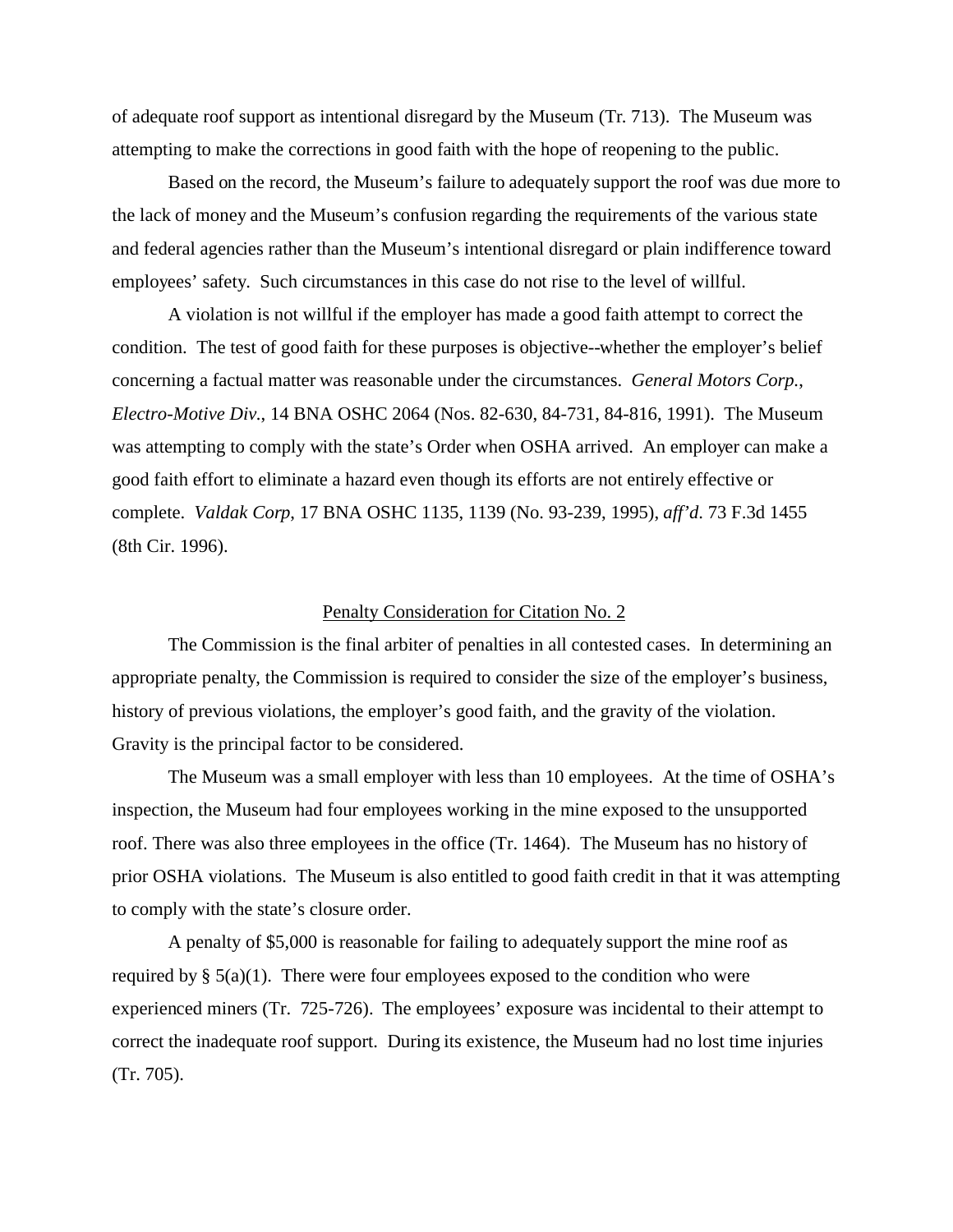of adequate roof support as intentional disregard by the Museum (Tr. 713). The Museum was attempting to make the corrections in good faith with the hope of reopening to the public.

Based on the record, the Museum's failure to adequately support the roof was due more to the lack of money and the Museum's confusion regarding the requirements of the various state and federal agencies rather than the Museum's intentional disregard or plain indifference toward employees' safety. Such circumstances in this case do not rise to the level of willful.

A violation is not willful if the employer has made a good faith attempt to correct the condition. The test of good faith for these purposes is objective--whether the employer's belief concerning a factual matter was reasonable under the circumstances. *General Motors Corp., Electro-Motive Div.*, 14 BNA OSHC 2064 (Nos. 82-630, 84-731, 84-816, 1991). The Museum was attempting to comply with the state's Order when OSHA arrived. An employer can make a good faith effort to eliminate a hazard even though its efforts are not entirely effective or complete. *Valdak Corp*, 17 BNA OSHC 1135, 1139 (No. 93-239, 1995), *aff'd*. 73 F.3d 1455 (8th Cir. 1996).

## Penalty Consideration for Citation No. 2

The Commission is the final arbiter of penalties in all contested cases. In determining an appropriate penalty, the Commission is required to consider the size of the employer's business, history of previous violations, the employer's good faith, and the gravity of the violation. Gravity is the principal factor to be considered.

The Museum was a small employer with less than 10 employees. At the time of OSHA's inspection, the Museum had four employees working in the mine exposed to the unsupported roof. There was also three employees in the office (Tr. 1464). The Museum has no history of prior OSHA violations. The Museum is also entitled to good faith credit in that it was attempting to comply with the state's closure order.

A penalty of $5,000 is reasonable for failing to adequately support the mine roof as required by § 5(a)(1). There were four employees exposed to the condition who were experienced miners (Tr. 725-726). The employees' exposure was incidental to their attempt to correct the inadequate roof support. During its existence, the Museum had no lost time injuries (Tr. 705).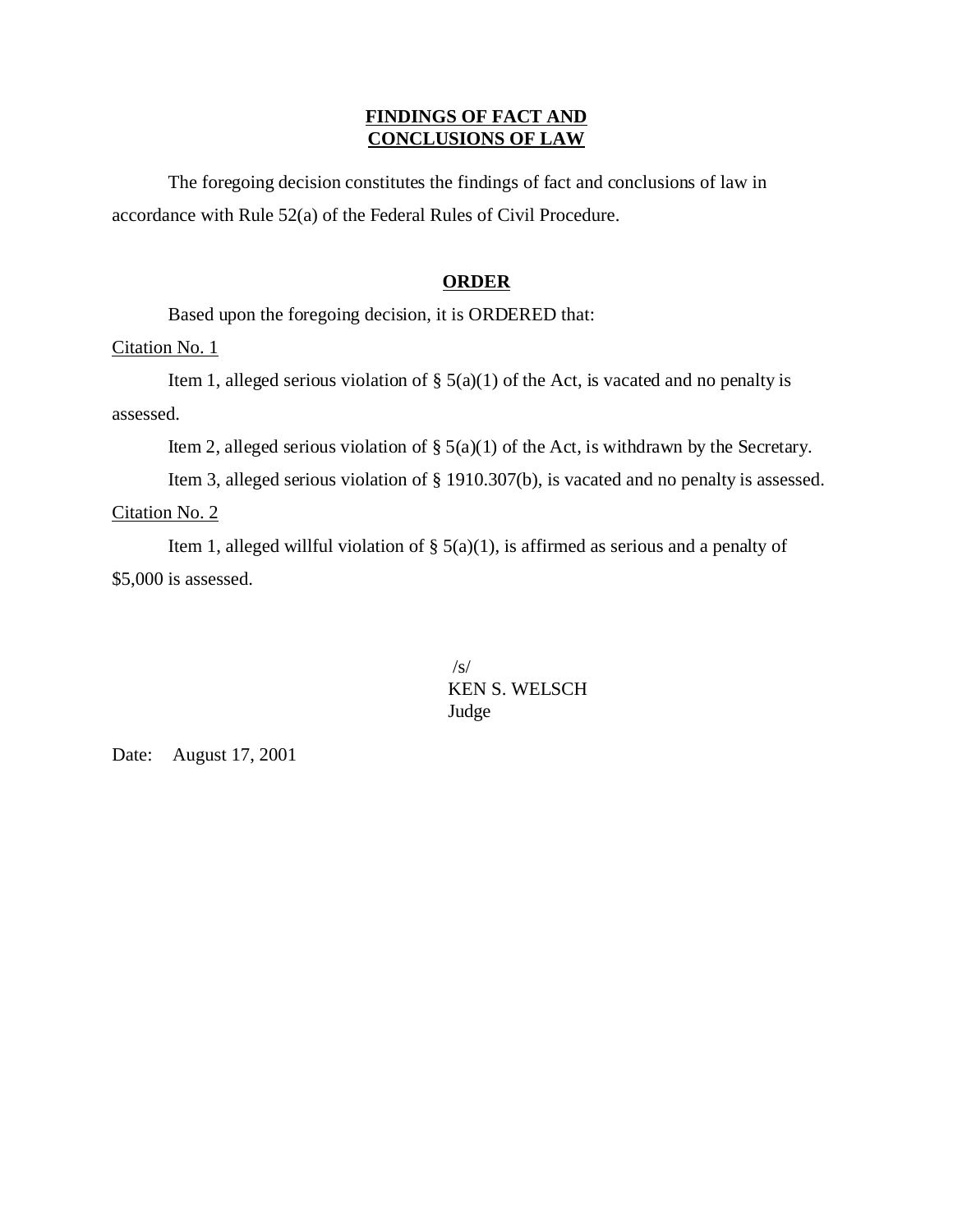## **FINDINGS OF FACT AND CONCLUSIONS OF LAW**

The foregoing decision constitutes the findings of fact and conclusions of law in accordance with Rule 52(a) of the Federal Rules of Civil Procedure.

## **ORDER**

Based upon the foregoing decision, it is ORDERED that:

Citation No. 1

Item 1, alleged serious violation of § 5(a)(1) of the Act, is vacated and no penalty is assessed.

Item 2, alleged serious violation of § 5(a)(1) of the Act, is withdrawn by the Secretary.

Item 3, alleged serious violation of § 1910.307(b), is vacated and no penalty is assessed.

Citation No. 2

Item 1, alleged willful violation of § 5(a)(1), is affirmed as serious and a penalty of $5,000 is assessed.

/s/
KEN S. WELSCH
Judge

Date: August 17, 2001